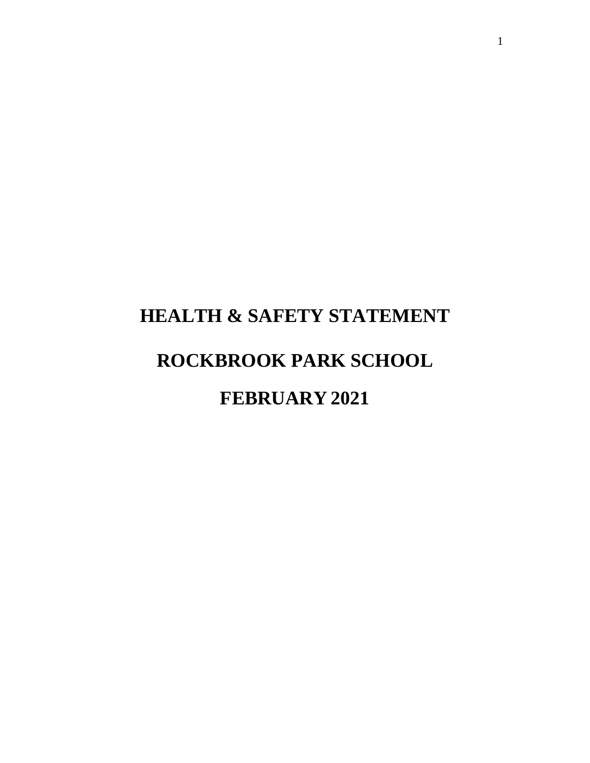# HEALTH & SAFETY STATEMENT

# ROCKBROOK PARK SCHOOL

# FEBRUARY 2021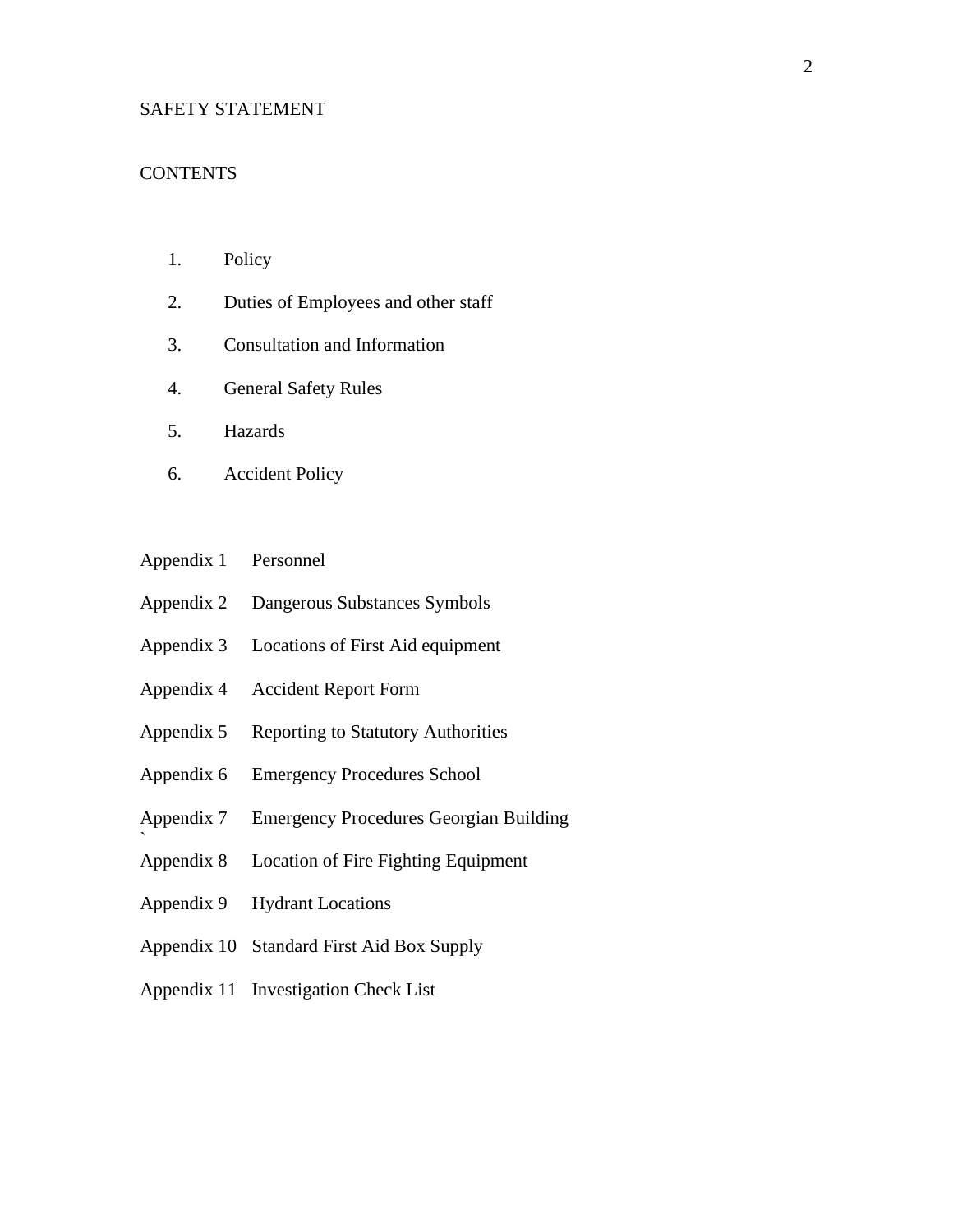# SAFETY STATEMENT

## CONTENTS

1. Policy
2. Duties of Employees and other staff
3. Consultation and Information
4. General Safety Rules
5. Hazards
6. Accident Policy

Appendix 1 Personnel

Appendix 2 Dangerous Substances Symbols

Appendix 3 Locations of First Aid equipment

Appendix 4 Accident Report Form

Appendix 5 Reporting to Statutory Authorities

Appendix 6 Emergency Procedures School

Appendix 7 Emergency Procedures Georgian Building

Appendix 8 Location of Fire Fighting Equipment

Appendix 9 Hydrant Locations

Appendix 10 Standard First Aid Box Supply

Appendix 11 Investigation Check List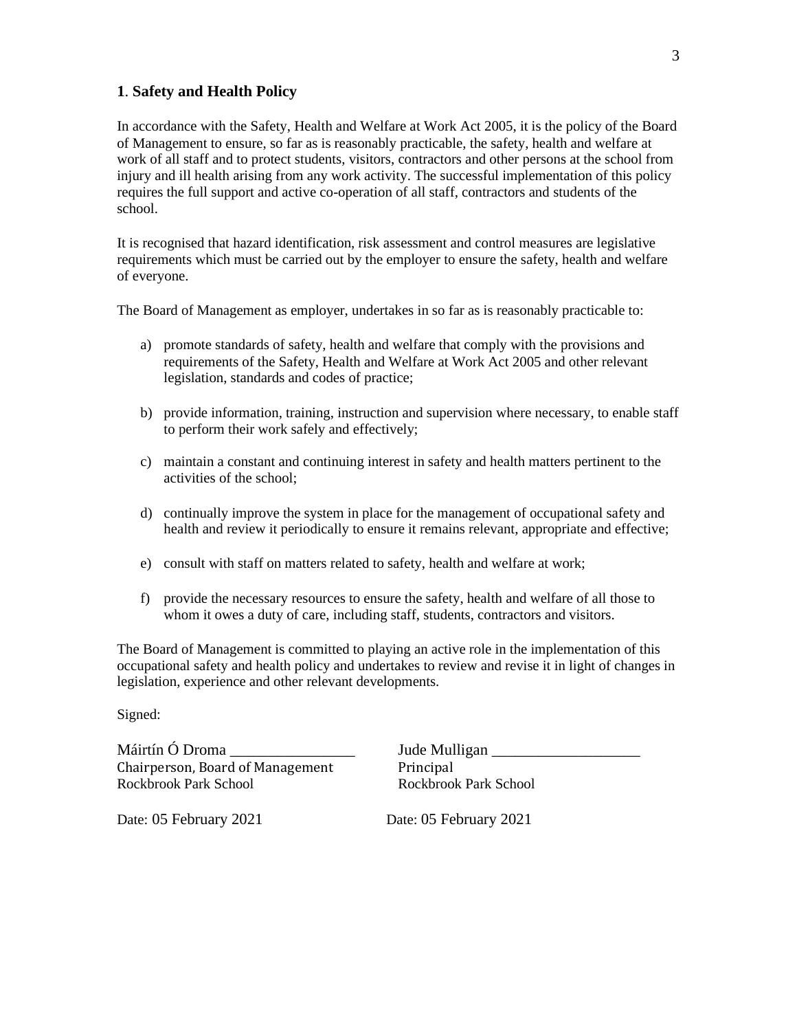## 1. Safety and Health Policy

In accordance with the Safety, Health and Welfare at Work Act 2005, it is the policy of the Board of Management to ensure, so far as is reasonably practicable, the safety, health and welfare at work of all staff and to protect students, visitors, contractors and other persons at the school from injury and ill health arising from any work activity. The successful implementation of this policy requires the full support and active co-operation of all staff, contractors and students of the school.

It is recognised that hazard identification, risk assessment and control measures are legislative requirements which must be carried out by the employer to ensure the safety, health and welfare of everyone.

The Board of Management as employer, undertakes in so far as is reasonably practicable to:

a) promote standards of safety, health and welfare that comply with the provisions and requirements of the Safety, Health and Welfare at Work Act 2005 and other relevant legislation, standards and codes of practice;

b) provide information, training, instruction and supervision where necessary, to enable staff to perform their work safely and effectively;

c) maintain a constant and continuing interest in safety and health matters pertinent to the activities of the school;

d) continually improve the system in place for the management of occupational safety and health and review it periodically to ensure it remains relevant, appropriate and effective;

e) consult with staff on matters related to safety, health and welfare at work;

f) provide the necessary resources to ensure the safety, health and welfare of all those to whom it owes a duty of care, including staff, students, contractors and visitors.

The Board of Management is committed to playing an active role in the implementation of this occupational safety and health policy and undertakes to review and revise it in light of changes in legislation, experience and other relevant developments.

Signed:

Máirtín Ó Droma ________________
Chairperson, Board of Management
Rockbrook Park School

Date: 05 February 2021

Jude Mulligan ___________________
Principal
Rockbrook Park School

Date: 05 February 2021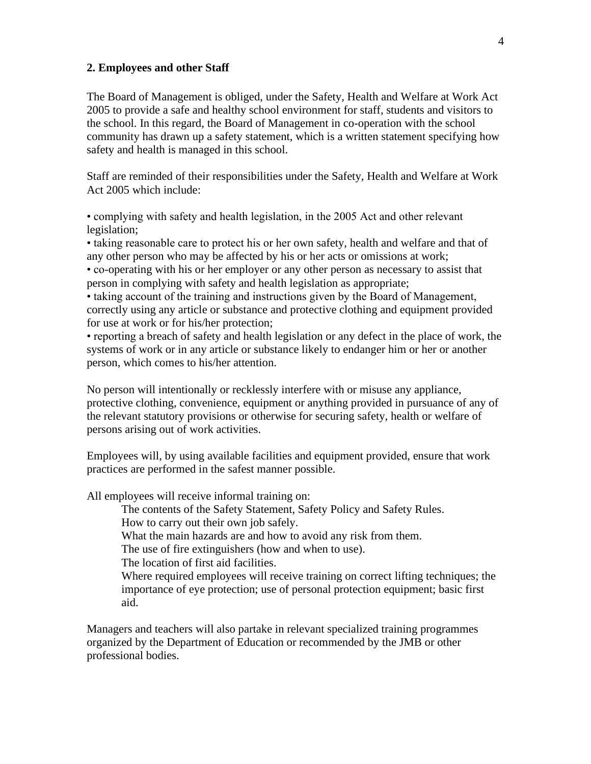## 2. Employees and other Staff

The Board of Management is obliged, under the Safety, Health and Welfare at Work Act 2005 to provide a safe and healthy school environment for staff, students and visitors to the school. In this regard, the Board of Management in co-operation with the school community has drawn up a safety statement, which is a written statement specifying how safety and health is managed in this school.

Staff are reminded of their responsibilities under the Safety, Health and Welfare at Work Act 2005 which include:

- complying with safety and health legislation, in the 2005 Act and other relevant legislation;
- taking reasonable care to protect his or her own safety, health and welfare and that of any other person who may be affected by his or her acts or omissions at work;
- co-operating with his or her employer or any other person as necessary to assist that person in complying with safety and health legislation as appropriate;
- taking account of the training and instructions given by the Board of Management, correctly using any article or substance and protective clothing and equipment provided for use at work or for his/her protection;
- reporting a breach of safety and health legislation or any defect in the place of work, the systems of work or in any article or substance likely to endanger him or her or another person, which comes to his/her attention.

No person will intentionally or recklessly interfere with or misuse any appliance, protective clothing, convenience, equipment or anything provided in pursuance of any of the relevant statutory provisions or otherwise for securing safety, health or welfare of persons arising out of work activities.

Employees will, by using available facilities and equipment provided, ensure that work practices are performed in the safest manner possible.

All employees will receive informal training on:

> The contents of the Safety Statement, Safety Policy and Safety Rules.
> How to carry out their own job safely.
> What the main hazards are and how to avoid any risk from them.
> The use of fire extinguishers (how and when to use).
> The location of first aid facilities.
> Where required employees will receive training on correct lifting techniques; the importance of eye protection; use of personal protection equipment; basic first aid.

Managers and teachers will also partake in relevant specialized training programmes organized by the Department of Education or recommended by the JMB or other professional bodies.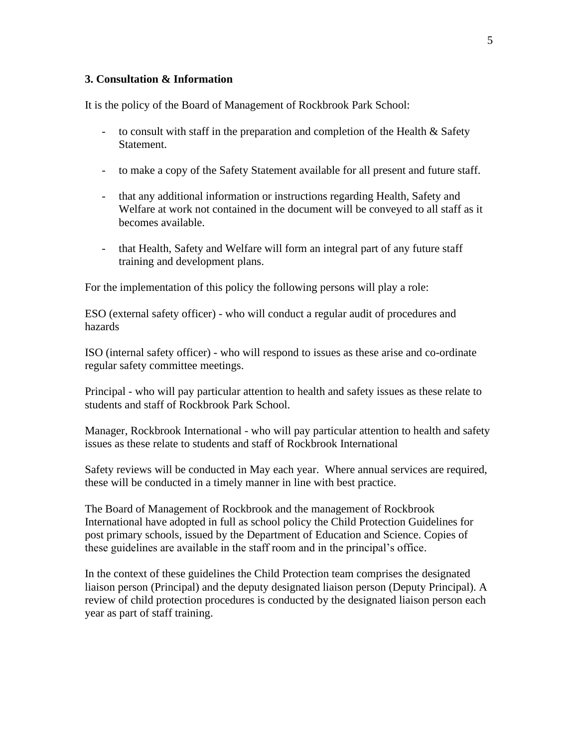### 3. Consultation & Information

It is the policy of the Board of Management of Rockbrook Park School:

- to consult with staff in the preparation and completion of the Health & Safety Statement.
- to make a copy of the Safety Statement available for all present and future staff.
- that any additional information or instructions regarding Health, Safety and Welfare at work not contained in the document will be conveyed to all staff as it becomes available.
- that Health, Safety and Welfare will form an integral part of any future staff training and development plans.

For the implementation of this policy the following persons will play a role:

ESO (external safety officer) - who will conduct a regular audit of procedures and hazards

ISO (internal safety officer) - who will respond to issues as these arise and co-ordinate regular safety committee meetings.

Principal - who will pay particular attention to health and safety issues as these relate to students and staff of Rockbrook Park School.

Manager, Rockbrook International - who will pay particular attention to health and safety issues as these relate to students and staff of Rockbrook International

Safety reviews will be conducted in May each year. Where annual services are required, these will be conducted in a timely manner in line with best practice.

The Board of Management of Rockbrook and the management of Rockbrook International have adopted in full as school policy the Child Protection Guidelines for post primary schools, issued by the Department of Education and Science. Copies of these guidelines are available in the staff room and in the principal's office.

In the context of these guidelines the Child Protection team comprises the designated liaison person (Principal) and the deputy designated liaison person (Deputy Principal). A review of child protection procedures is conducted by the designated liaison person each year as part of staff training.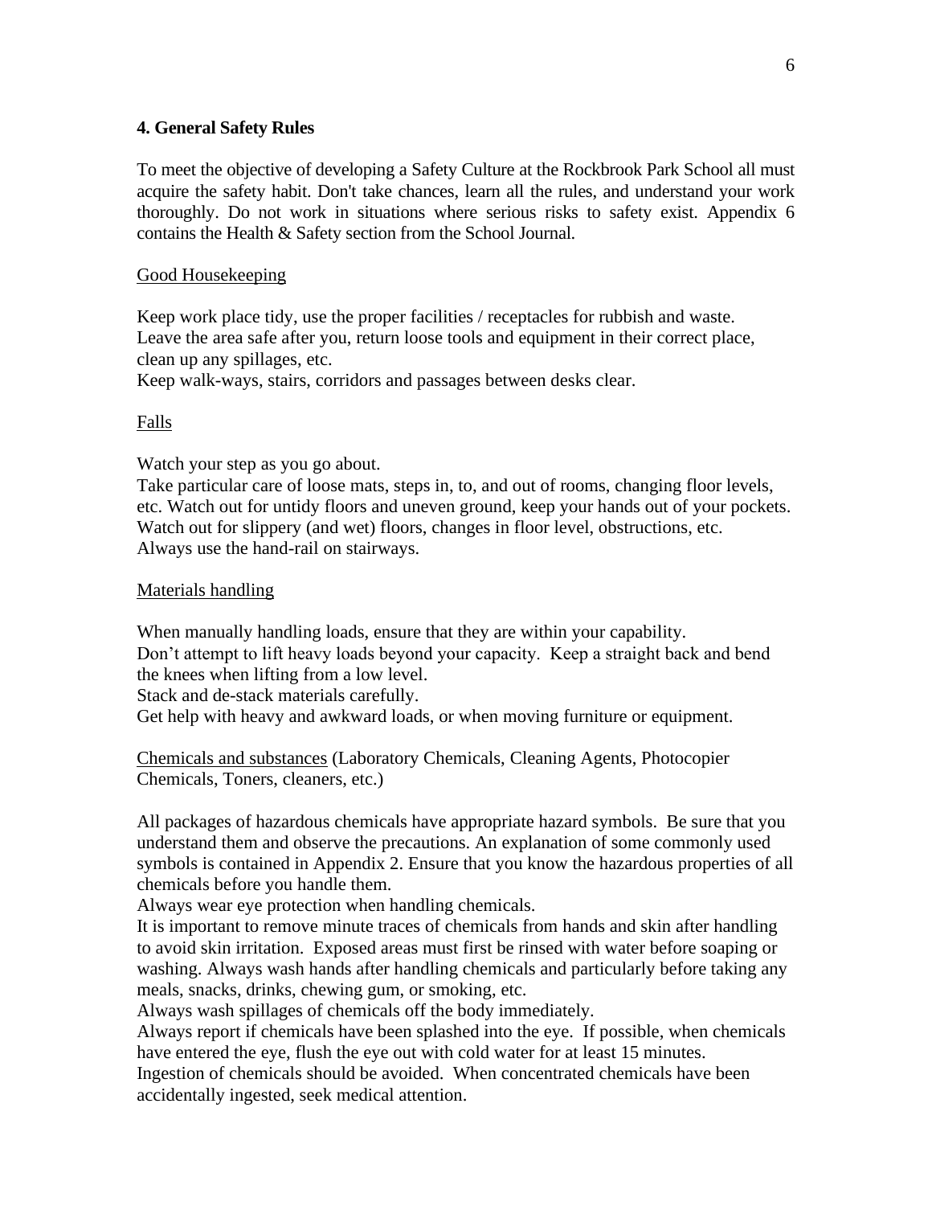## 4. General Safety Rules

To meet the objective of developing a Safety Culture at the Rockbrook Park School all must acquire the safety habit. Don't take chances, learn all the rules, and understand your work thoroughly. Do not work in situations where serious risks to safety exist. Appendix 6 contains the Health & Safety section from the School Journal.

<u>Good Housekeeping</u>

Keep work place tidy, use the proper facilities / receptacles for rubbish and waste.
Leave the area safe after you, return loose tools and equipment in their correct place, clean up any spillages, etc.
Keep walk-ways, stairs, corridors and passages between desks clear.

<u>Falls</u>

Watch your step as you go about.
Take particular care of loose mats, steps in, to, and out of rooms, changing floor levels, etc. Watch out for untidy floors and uneven ground, keep your hands out of your pockets.
Watch out for slippery (and wet) floors, changes in floor level, obstructions, etc.
Always use the hand-rail on stairways.

<u>Materials handling</u>

When manually handling loads, ensure that they are within your capability.
Don't attempt to lift heavy loads beyond your capacity. Keep a straight back and bend the knees when lifting from a low level.
Stack and de-stack materials carefully.
Get help with heavy and awkward loads, or when moving furniture or equipment.

<u>Chemicals and substances</u> (Laboratory Chemicals, Cleaning Agents, Photocopier Chemicals, Toners, cleaners, etc.)

All packages of hazardous chemicals have appropriate hazard symbols. Be sure that you understand them and observe the precautions. An explanation of some commonly used symbols is contained in Appendix 2. Ensure that you know the hazardous properties of all chemicals before you handle them.
Always wear eye protection when handling chemicals.
It is important to remove minute traces of chemicals from hands and skin after handling to avoid skin irritation. Exposed areas must first be rinsed with water before soaping or washing. Always wash hands after handling chemicals and particularly before taking any meals, snacks, drinks, chewing gum, or smoking, etc.
Always wash spillages of chemicals off the body immediately.
Always report if chemicals have been splashed into the eye. If possible, when chemicals have entered the eye, flush the eye out with cold water for at least 15 minutes.
Ingestion of chemicals should be avoided. When concentrated chemicals have been accidentally ingested, seek medical attention.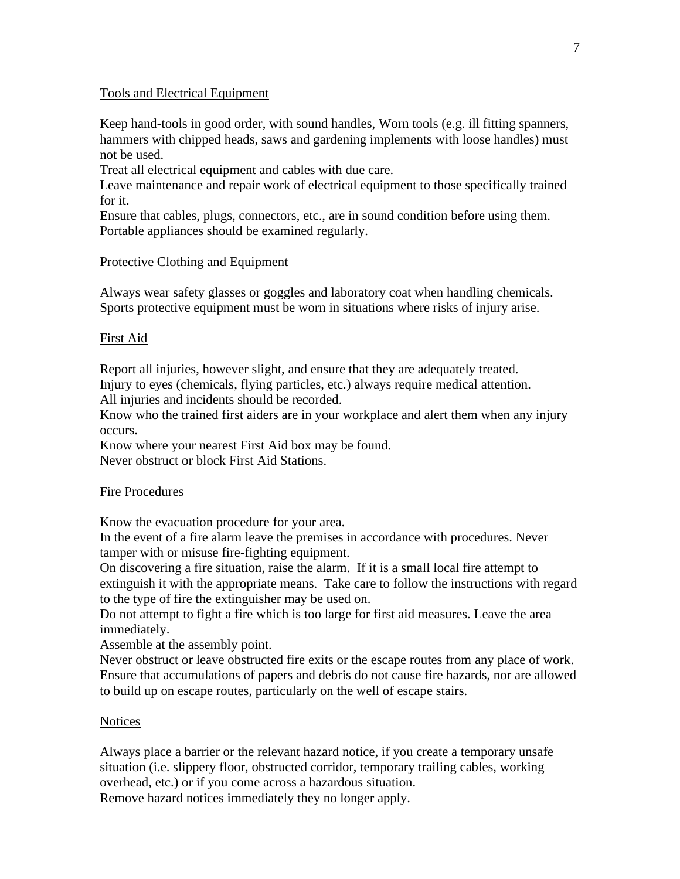## Tools and Electrical Equipment

Keep hand-tools in good order, with sound handles, Worn tools (e.g. ill fitting spanners, hammers with chipped heads, saws and gardening implements with loose handles) must not be used.

Treat all electrical equipment and cables with due care.

Leave maintenance and repair work of electrical equipment to those specifically trained for it.

Ensure that cables, plugs, connectors, etc., are in sound condition before using them. Portable appliances should be examined regularly.

## Protective Clothing and Equipment

Always wear safety glasses or goggles and laboratory coat when handling chemicals. Sports protective equipment must be worn in situations where risks of injury arise.

## First Aid

Report all injuries, however slight, and ensure that they are adequately treated.

Injury to eyes (chemicals, flying particles, etc.) always require medical attention.

All injuries and incidents should be recorded.

Know who the trained first aiders are in your workplace and alert them when any injury occurs.

Know where your nearest First Aid box may be found.

Never obstruct or block First Aid Stations.

## Fire Procedures

Know the evacuation procedure for your area.

In the event of a fire alarm leave the premises in accordance with procedures. Never tamper with or misuse fire-fighting equipment.

On discovering a fire situation, raise the alarm. If it is a small local fire attempt to extinguish it with the appropriate means. Take care to follow the instructions with regard to the type of fire the extinguisher may be used on.

Do not attempt to fight a fire which is too large for first aid measures. Leave the area immediately.

Assemble at the assembly point.

Never obstruct or leave obstructed fire exits or the escape routes from any place of work. Ensure that accumulations of papers and debris do not cause fire hazards, nor are allowed to build up on escape routes, particularly on the well of escape stairs.

## Notices

Always place a barrier or the relevant hazard notice, if you create a temporary unsafe situation (i.e. slippery floor, obstructed corridor, temporary trailing cables, working overhead, etc.) or if you come across a hazardous situation.

Remove hazard notices immediately they no longer apply.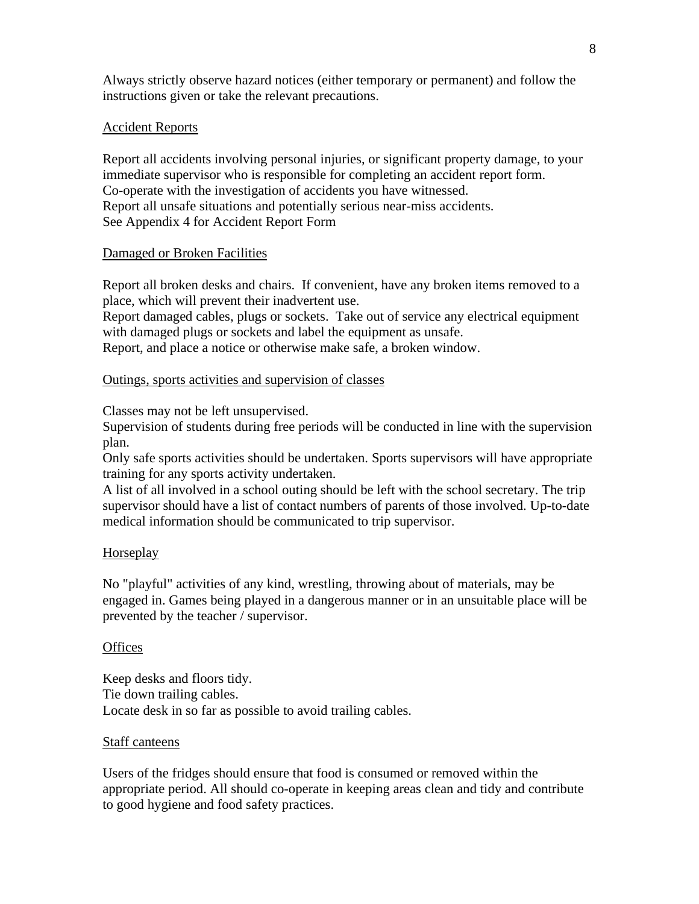Always strictly observe hazard notices (either temporary or permanent) and follow the instructions given or take the relevant precautions.

<u>Accident Reports</u>

Report all accidents involving personal injuries, or significant property damage, to your immediate supervisor who is responsible for completing an accident report form.
Co-operate with the investigation of accidents you have witnessed.
Report all unsafe situations and potentially serious near-miss accidents.
See Appendix 4 for Accident Report Form

<u>Damaged or Broken Facilities</u>

Report all broken desks and chairs. If convenient, have any broken items removed to a place, which will prevent their inadvertent use.
Report damaged cables, plugs or sockets. Take out of service any electrical equipment with damaged plugs or sockets and label the equipment as unsafe.
Report, and place a notice or otherwise make safe, a broken window.

<u>Outings, sports activities and supervision of classes</u>

Classes may not be left unsupervised.
Supervision of students during free periods will be conducted in line with the supervision plan.
Only safe sports activities should be undertaken. Sports supervisors will have appropriate training for any sports activity undertaken.
A list of all involved in a school outing should be left with the school secretary. The trip supervisor should have a list of contact numbers of parents of those involved. Up-to-date medical information should be communicated to trip supervisor.

<u>Horseplay</u>

No "playful" activities of any kind, wrestling, throwing about of materials, may be engaged in. Games being played in a dangerous manner or in an unsuitable place will be prevented by the teacher / supervisor.

<u>Offices</u>

Keep desks and floors tidy.
Tie down trailing cables.
Locate desk in so far as possible to avoid trailing cables.

<u>Staff canteens</u>

Users of the fridges should ensure that food is consumed or removed within the appropriate period. All should co-operate in keeping areas clean and tidy and contribute to good hygiene and food safety practices.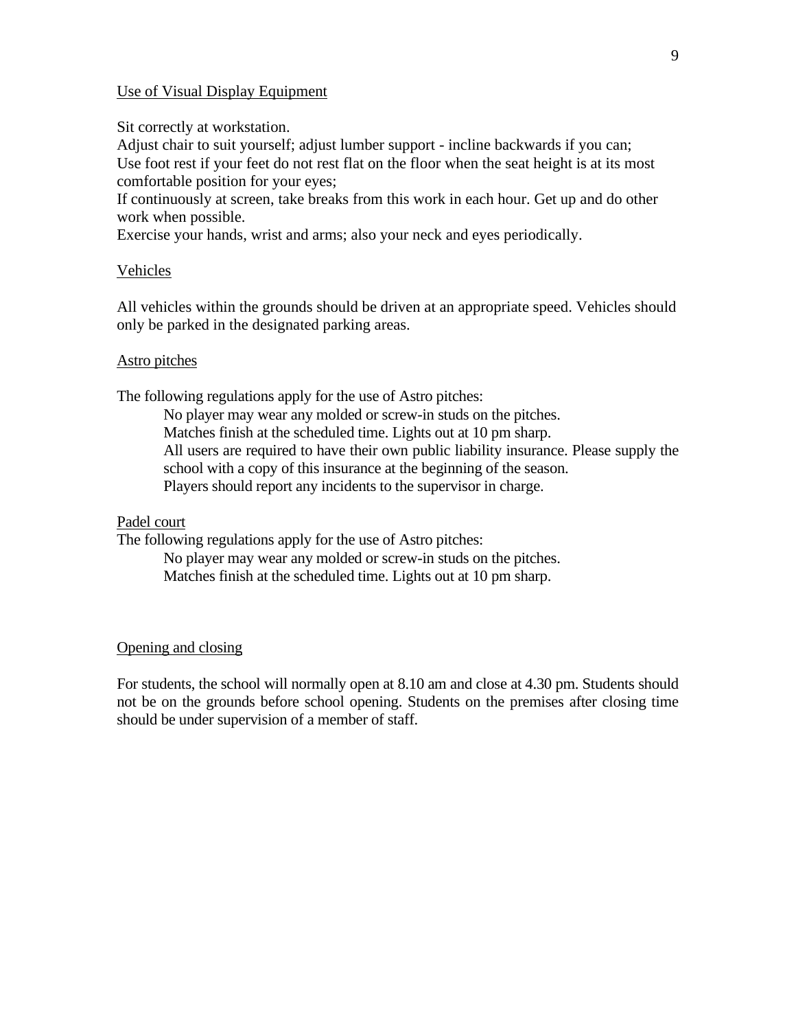Use of Visual Display Equipment

Sit correctly at workstation.
Adjust chair to suit yourself; adjust lumber support - incline backwards if you can;
Use foot rest if your feet do not rest flat on the floor when the seat height is at its most comfortable position for your eyes;
If continuously at screen, take breaks from this work in each hour. Get up and do other work when possible.
Exercise your hands, wrist and arms; also your neck and eyes periodically.

Vehicles

All vehicles within the grounds should be driven at an appropriate speed. Vehicles should only be parked in the designated parking areas.

Astro pitches

The following regulations apply for the use of Astro pitches:

No player may wear any molded or screw-in studs on the pitches.
Matches finish at the scheduled time. Lights out at 10 pm sharp.
All users are required to have their own public liability insurance. Please supply the school with a copy of this insurance at the beginning of the season.
Players should report any incidents to the supervisor in charge.

Padel court

The following regulations apply for the use of Astro pitches:

No player may wear any molded or screw-in studs on the pitches.
Matches finish at the scheduled time. Lights out at 10 pm sharp.

Opening and closing

For students, the school will normally open at 8.10 am and close at 4.30 pm. Students should not be on the grounds before school opening. Students on the premises after closing time should be under supervision of a member of staff.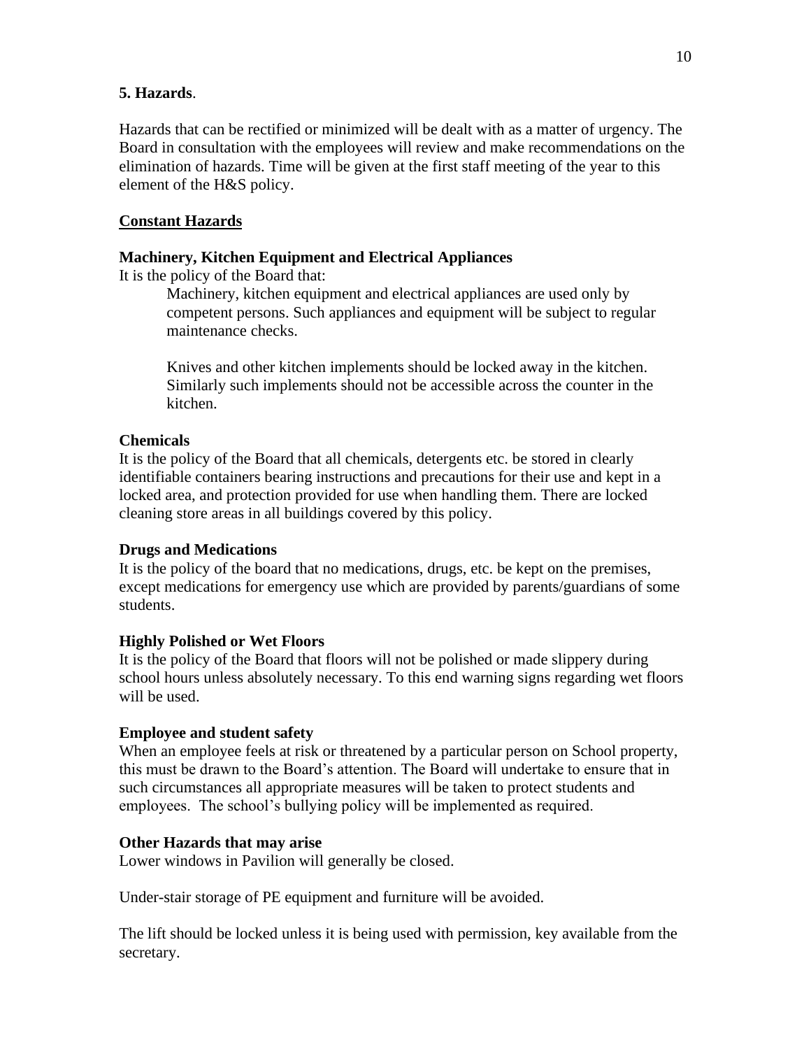## 5. Hazards.

Hazards that can be rectified or minimized will be dealt with as a matter of urgency. The Board in consultation with the employees will review and make recommendations on the elimination of hazards. Time will be given at the first staff meeting of the year to this element of the H&S policy.

### Constant Hazards

**Machinery, Kitchen Equipment and Electrical Appliances**

It is the policy of the Board that:

> Machinery, kitchen equipment and electrical appliances are used only by competent persons. Such appliances and equipment will be subject to regular maintenance checks.
>
> Knives and other kitchen implements should be locked away in the kitchen. Similarly such implements should not be accessible across the counter in the kitchen.

**Chemicals**

It is the policy of the Board that all chemicals, detergents etc. be stored in clearly identifiable containers bearing instructions and precautions for their use and kept in a locked area, and protection provided for use when handling them. There are locked cleaning store areas in all buildings covered by this policy.

**Drugs and Medications**

It is the policy of the board that no medications, drugs, etc. be kept on the premises, except medications for emergency use which are provided by parents/guardians of some students.

**Highly Polished or Wet Floors**

It is the policy of the Board that floors will not be polished or made slippery during school hours unless absolutely necessary. To this end warning signs regarding wet floors will be used.

**Employee and student safety**

When an employee feels at risk or threatened by a particular person on School property, this must be drawn to the Board's attention. The Board will undertake to ensure that in such circumstances all appropriate measures will be taken to protect students and employees. The school's bullying policy will be implemented as required.

**Other Hazards that may arise**

Lower windows in Pavilion will generally be closed.

Under-stair storage of PE equipment and furniture will be avoided.

The lift should be locked unless it is being used with permission, key available from the secretary.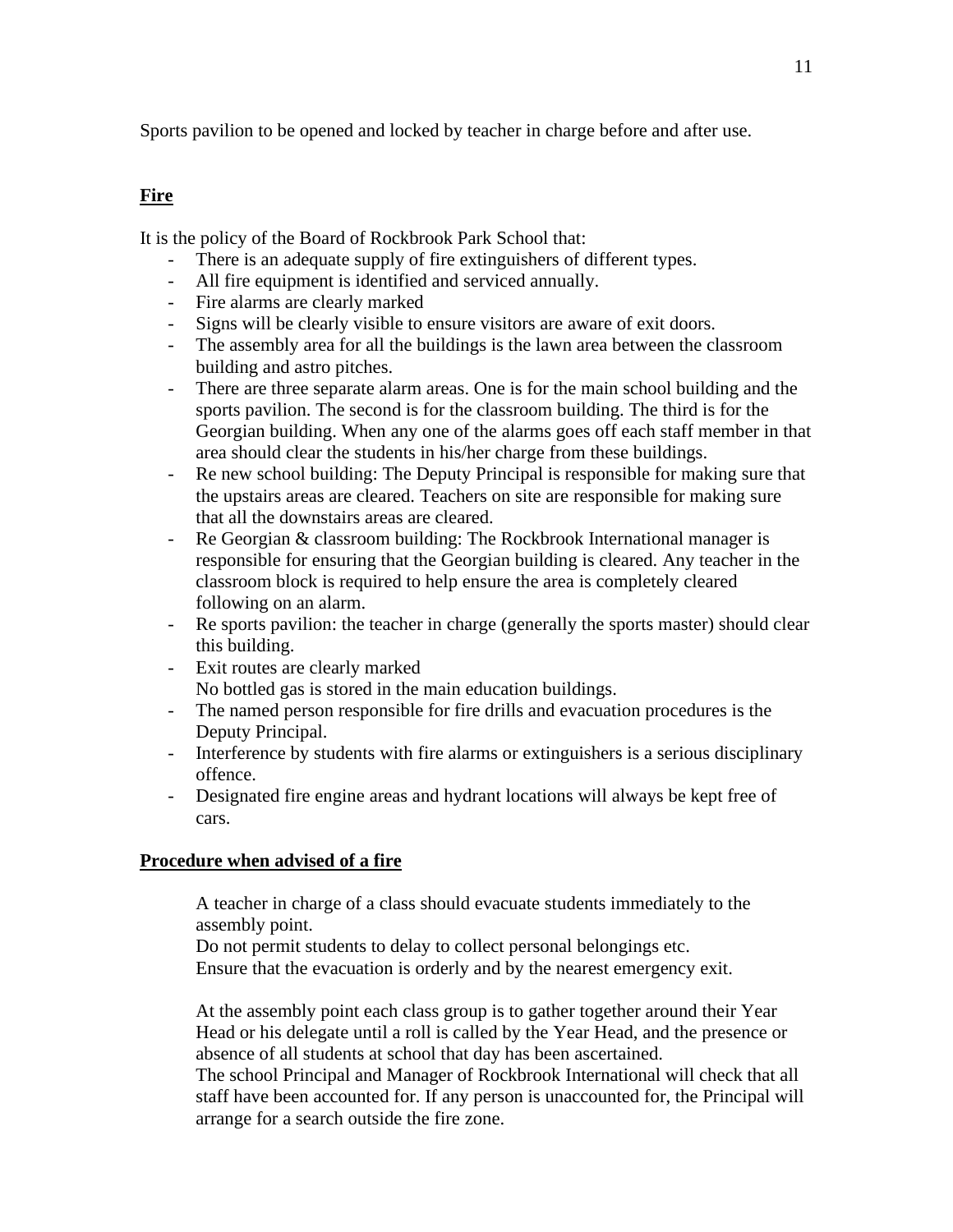Sports pavilion to be opened and locked by teacher in charge before and after use.

## Fire

It is the policy of the Board of Rockbrook Park School that:

- There is an adequate supply of fire extinguishers of different types.
- All fire equipment is identified and serviced annually.
- Fire alarms are clearly marked
- Signs will be clearly visible to ensure visitors are aware of exit doors.
- The assembly area for all the buildings is the lawn area between the classroom building and astro pitches.
- There are three separate alarm areas. One is for the main school building and the sports pavilion. The second is for the classroom building. The third is for the Georgian building. When any one of the alarms goes off each staff member in that area should clear the students in his/her charge from these buildings.
- Re new school building: The Deputy Principal is responsible for making sure that the upstairs areas are cleared. Teachers on site are responsible for making sure that all the downstairs areas are cleared.
- Re Georgian & classroom building: The Rockbrook International manager is responsible for ensuring that the Georgian building is cleared. Any teacher in the classroom block is required to help ensure the area is completely cleared following on an alarm.
- Re sports pavilion: the teacher in charge (generally the sports master) should clear this building.
- Exit routes are clearly marked
  No bottled gas is stored in the main education buildings.
- The named person responsible for fire drills and evacuation procedures is the Deputy Principal.
- Interference by students with fire alarms or extinguishers is a serious disciplinary offence.
- Designated fire engine areas and hydrant locations will always be kept free of cars.

## Procedure when advised of a fire

A teacher in charge of a class should evacuate students immediately to the assembly point.
Do not permit students to delay to collect personal belongings etc.
Ensure that the evacuation is orderly and by the nearest emergency exit.

At the assembly point each class group is to gather together around their Year Head or his delegate until a roll is called by the Year Head, and the presence or absence of all students at school that day has been ascertained.
The school Principal and Manager of Rockbrook International will check that all staff have been accounted for. If any person is unaccounted for, the Principal will arrange for a search outside the fire zone.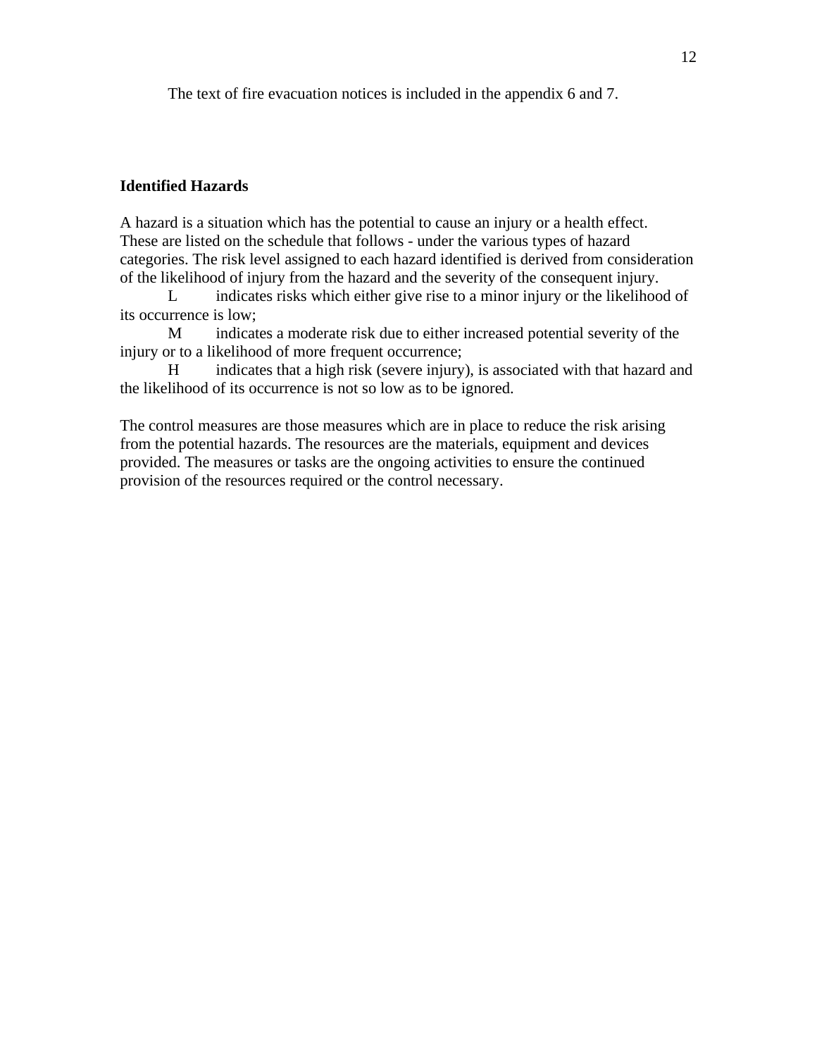The text of fire evacuation notices is included in the appendix 6 and 7.

**Identified Hazards**

A hazard is a situation which has the potential to cause an injury or a health effect. These are listed on the schedule that follows - under the various types of hazard categories. The risk level assigned to each hazard identified is derived from consideration of the likelihood of injury from the hazard and the severity of the consequent injury.

L indicates risks which either give rise to a minor injury or the likelihood of its occurrence is low;

M indicates a moderate risk due to either increased potential severity of the injury or to a likelihood of more frequent occurrence;

H indicates that a high risk (severe injury), is associated with that hazard and the likelihood of its occurrence is not so low as to be ignored.

The control measures are those measures which are in place to reduce the risk arising from the potential hazards. The resources are the materials, equipment and devices provided. The measures or tasks are the ongoing activities to ensure the continued provision of the resources required or the control necessary.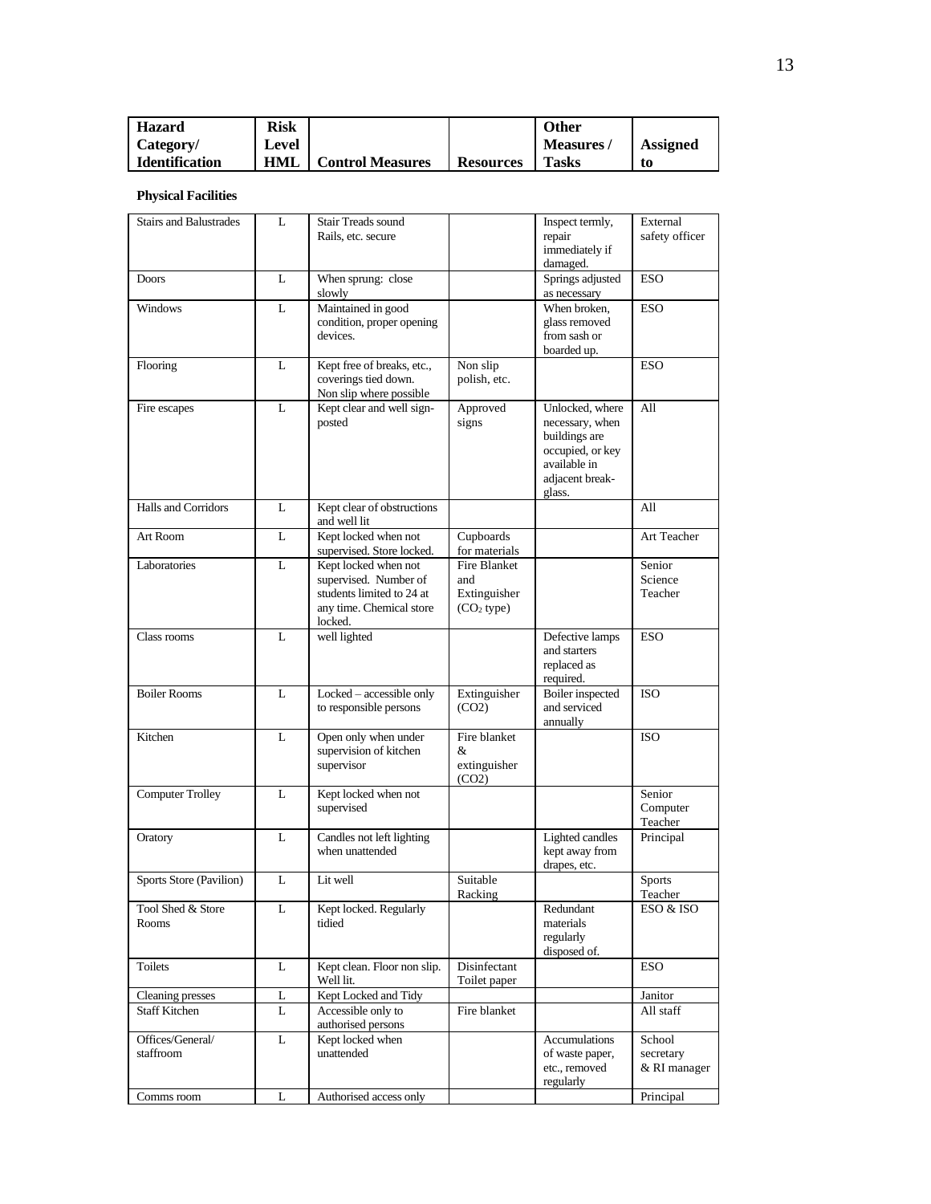| Hazard Category/ Identification | Risk Level HML | Control Measures | Resources | Other Measures / Tasks | Assigned to |
|---|---|---|---|---|---|

**Physical Facilities**

| Hazard Category/ Identification | Risk Level HML | Control Measures | Resources | Other Measures / Tasks | Assigned to |
|---|---|---|---|---|---|
| Stairs and Balustrades | L | Stair Treads sound Rails, etc. secure | | Inspect termly, repair immediately if damaged. | External safety officer |
| Doors | L | When sprung: close slowly | | Springs adjusted as necessary | ESO |
| Windows | L | Maintained in good condition, proper opening devices. | | When broken, glass removed from sash or boarded up. | ESO |
| Flooring | L | Kept free of breaks, etc., coverings tied down. Non slip where possible | Non slip polish, etc. | | ESO |
| Fire escapes | L | Kept clear and well sign-posted | Approved signs | Unlocked, where necessary, when buildings are occupied, or key available in adjacent break-glass. | All |
| Halls and Corridors | L | Kept clear of obstructions and well lit | | | All |
| Art Room | L | Kept locked when not supervised. Store locked. | Cupboards for materials | | Art Teacher |
| Laboratories | L | Kept locked when not supervised. Number of students limited to 24 at any time. Chemical store locked. | Fire Blanket and Extinguisher ($CO_2$ type) | | Senior Science Teacher |
| Class rooms | L | well lighted | | Defective lamps and starters replaced as required. | ESO |
| Boiler Rooms | L | Locked – accessible only to responsible persons | Extinguisher (CO2) | Boiler inspected and serviced annually | ISO |
| Kitchen | L | Open only when under supervision of kitchen supervisor | Fire blanket & extinguisher (CO2) | | ISO |
| Computer Trolley | L | Kept locked when not supervised | | | Senior Computer Teacher |
| Oratory | L | Candles not left lighting when unattended | | Lighted candles kept away from drapes, etc. | Principal |
| Sports Store (Pavilion) | L | Lit well | Suitable Racking | | Sports Teacher |
| Tool Shed & Store Rooms | L | Kept locked. Regularly tidied | | Redundant materials regularly disposed of. | ESO & ISO |
| Toilets | L | Kept clean. Floor non slip. Well lit. | Disinfectant Toilet paper | | ESO |
| Cleaning presses | L | Kept Locked and Tidy | | | Janitor |
| Staff Kitchen | L | Accessible only to authorised persons | Fire blanket | | All staff |
| Offices/General/ staffroom | L | Kept locked when unattended | | Accumulations of waste paper, etc., removed regularly | School secretary & RI manager |
| Comms room | L | Authorised access only | | | Principal |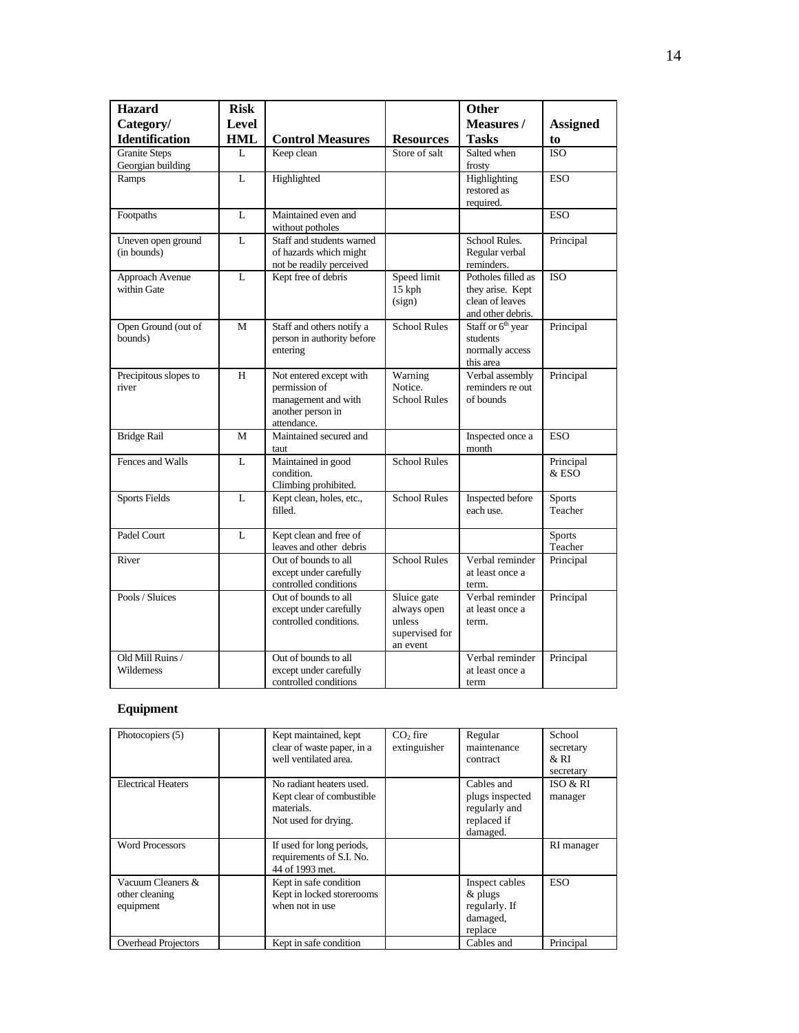| Hazard Category/ Identification | Risk Level HML | Control Measures | Resources | Other Measures / Tasks | Assigned to |
|---|---|---|---|---|---|
| Granite Steps Georgian building | L | Keep clean | Store of salt | Salted when frosty | ISO |
| Ramps | L | Highlighted | | Highlighting restored as required. | ESO |
| Footpaths | L | Maintained even and without potholes | | | ESO |
| Uneven open ground (in bounds) | L | Staff and students warned of hazards which might not be readily perceived | | School Rules. Regular verbal reminders. | Principal |
| Approach Avenue within Gate | L | Kept free of debris | Speed limit 15 kph (sign) | Potholes filled as they arise. Kept clean of leaves and other debris. | ISO |
| Open Ground (out of bounds) | M | Staff and others notify a person in authority before entering | School Rules | Staff or 6th year students normally access this area | Principal |
| Precipitous slopes to river | H | Not entered except with permission of management and with another person in attendance. | Warning Notice. School Rules | Verbal assembly reminders re out of bounds | Principal |
| Bridge Rail | M | Maintained secured and taut | | Inspected once a month | ESO |
| Fences and Walls | L | Maintained in good condition. Climbing prohibited. | School Rules | | Principal & ESO |
| Sports Fields | L | Kept clean, holes, etc., filled. | School Rules | Inspected before each use. | Sports Teacher |
| Padel Court | L | Kept clean and free of leaves and other debris | | | Sports Teacher |
| River | | Out of bounds to all except under carefully controlled conditions | School Rules | Verbal reminder at least once a term. | Principal |
| Pools / Sluices | | Out of bounds to all except under carefully controlled conditions. | Sluice gate always open unless supervised for an event | Verbal reminder at least once a term. | Principal |
| Old Mill Ruins / Wilderness | | Out of bounds to all except under carefully controlled conditions | | Verbal reminder at least once a term | Principal |

## Equipment

| | | | | | |
|---|---|---|---|---|---|
| Photocopiers (5) | | Kept maintained, kept clear of waste paper, in a well ventilated area. | $CO_2$ fire extinguisher | Regular maintenance contract | School secretary & RI secretary |
| Electrical Heaters | | No radiant heaters used. Kept clear of combustible materials. Not used for drying. | | Cables and plugs inspected regularly and replaced if damaged. | ISO & RI manager |
| Word Processors | | If used for long periods, requirements of S.I. No. 44 of 1993 met. | | | RI manager |
| Vacuum Cleaners & other cleaning equipment | | Kept in safe condition Kept in locked storerooms when not in use | | Inspect cables & plugs regularly. If damaged, replace | ESO |
| Overhead Projectors | | Kept in safe condition | | Cables and | Principal |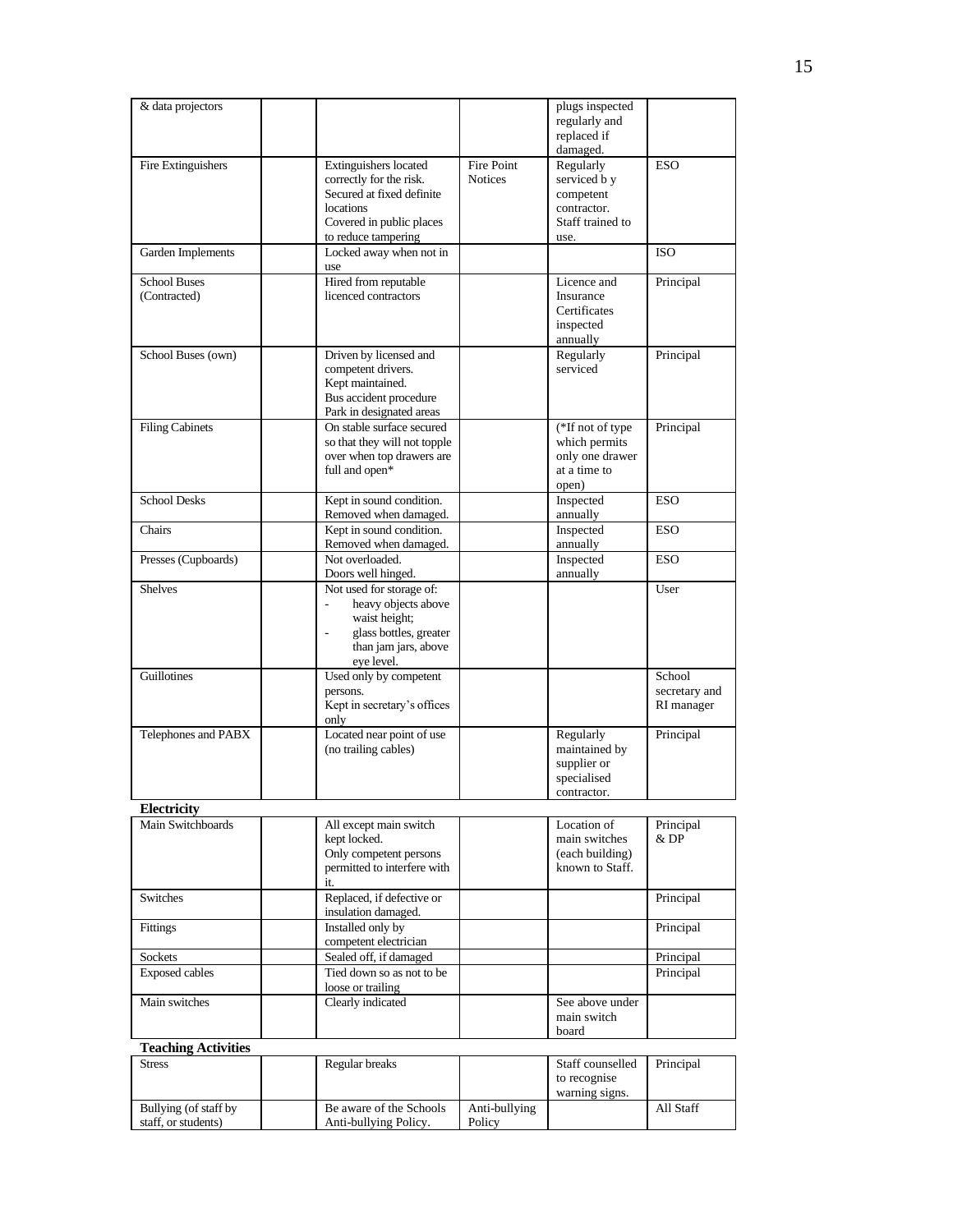| | | | | | |
|---|---|---|---|---|---|
| & data projectors | | | | plugs inspected regularly and replaced if damaged. | |
| Fire Extinguishers | | Extinguishers located correctly for the risk. Secured at fixed definite locations Covered in public places to reduce tampering | Fire Point Notices | Regularly serviced b y competent contractor. Staff trained to use. | ESO |
| Garden Implements | | Locked away when not in use | | | ISO |
| School Buses (Contracted) | | Hired from reputable licenced contractors | | Licence and Insurance Certificates inspected annually | Principal |
| School Buses (own) | | Driven by licensed and competent drivers. Kept maintained. Bus accident procedure Park in designated areas | | Regularly serviced | Principal |
| Filing Cabinets | | On stable surface secured so that they will not topple over when top drawers are full and open* | | (*If not of type which permits only one drawer at a time to open) | Principal |
| School Desks | | Kept in sound condition. Removed when damaged. | | Inspected annually | ESO |
| Chairs | | Kept in sound condition. Removed when damaged. | | Inspected annually | ESO |
| Presses (Cupboards) | | Not overloaded. Doors well hinged. | | Inspected annually | ESO |
| Shelves | | Not used for storage of: - heavy objects above waist height; - glass bottles, greater than jam jars, above eye level. | | | User |
| Guillotines | | Used only by competent persons. Kept in secretary's offices only | | | School secretary and RI manager |
| Telephones and PABX | | Located near point of use (no trailing cables) | | Regularly maintained by supplier or specialised contractor. | Principal |
| **Electricity** | | | | | |
| Main Switchboards | | All except main switch kept locked. Only competent persons permitted to interfere with it. | | Location of main switches (each building) known to Staff. | Principal & DP |
| Switches | | Replaced, if defective or insulation damaged. | | | Principal |
| Fittings | | Installed only by competent electrician | | | Principal |
| Sockets | | Sealed off, if damaged | | | Principal |
| Exposed cables | | Tied down so as not to be loose or trailing | | | Principal |
| Main switches | | Clearly indicated | | See above under main switch board | |
| **Teaching Activities** | | | | | |
| Stress | | Regular breaks | | Staff counselled to recognise warning signs. | Principal |
| Bullying (of staff by staff, or students) | | Be aware of the Schools Anti-bullying Policy. | Anti-bullying Policy | | All Staff |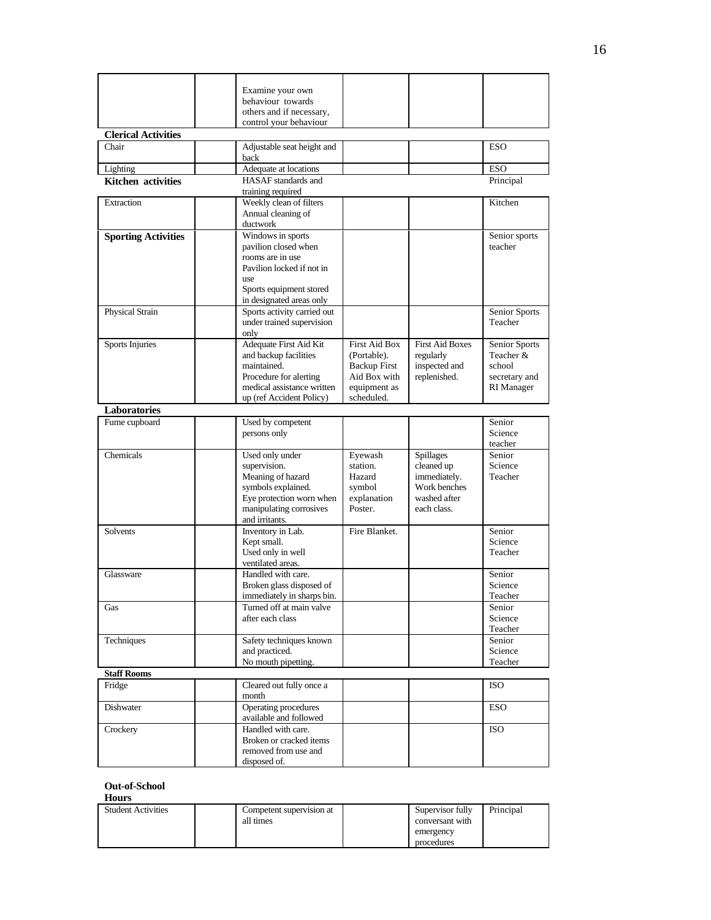| | | | | | |
|---|---|---|---|---|---|
| | | Examine your own behaviour towards others and if necessary, control your behaviour | | | |
| **Clerical Activities** | | | | | |
| Chair | | Adjustable seat height and back | | | ESO |
| Lighting | | Adequate at locations | | | ESO |
| **Kitchen activities** | | HASAF standards and training required | | | Principal |
| Extraction | | Weekly clean of filters<br>Annual cleaning of ductwork | | | Kitchen |
| **Sporting Activities** | | Windows in sports pavilion closed when rooms are in use<br>Pavilion locked if not in use<br>Sports equipment stored in designated areas only | | | Senior sports teacher |
| Physical Strain | | Sports activity carried out under trained supervision only | | | Senior Sports Teacher |
| Sports Injuries | | Adequate First Aid Kit and backup facilities maintained.<br>Procedure for alerting medical assistance written up (ref Accident Policy) | First Aid Box (Portable).<br>Backup First Aid Box with equipment as scheduled. | First Aid Boxes regularly inspected and replenished. | Senior Sports Teacher & school secretary and RI Manager |
| **Laboratories** | | | | | |
| Fume cupboard | | Used by competent persons only | | | Senior Science teacher |
| Chemicals | | Used only under supervision.<br>Meaning of hazard symbols explained.<br>Eye protection worn when manipulating corrosives and irritants. | Eyewash station.<br>Hazard symbol explanation Poster. | Spillages cleaned up immediately.<br>Work benches washed after each class. | Senior Science Teacher |
| Solvents | | Inventory in Lab.<br>Kept small.<br>Used only in well ventilated areas. | Fire Blanket. | | Senior Science Teacher |
| Glassware | | Handled with care.<br>Broken glass disposed of immediately in sharps bin. | | | Senior Science Teacher |
| Gas | | Turned off at main valve after each class | | | Senior Science Teacher |
| Techniques | | Safety techniques known and practiced.<br>No mouth pipetting. | | | Senior Science Teacher |
| **Staff Rooms** | | | | | |
| Fridge | | Cleared out fully once a month | | | ISO |
| Dishwater | | Operating procedures available and followed | | | ESO |
| Crockery | | Handled with care.<br>Broken or cracked items removed from use and disposed of. | | | ISO |

**Out-of-School Hours**

| | | | | | |
|---|---|---|---|---|---|
| Student Activities | | Competent supervision at all times | | Supervisor fully conversant with emergency procedures | Principal |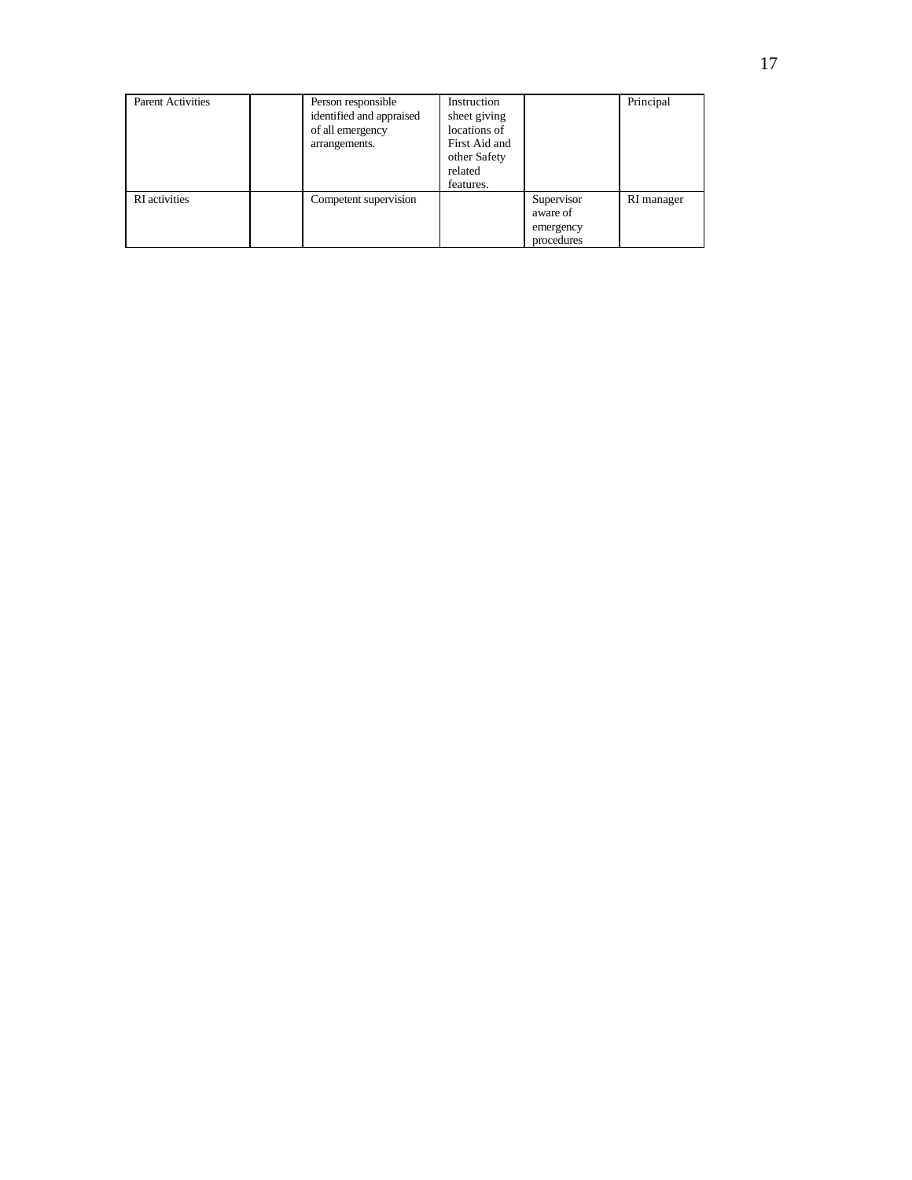| Parent Activities | | Person responsible identified and appraised of all emergency arrangements. | Instruction sheet giving locations of First Aid and other Safety related features. | | Principal |
|---|---|---|---|---|---|
| RI activities | | Competent supervision | | Supervisor aware of emergency procedures | RI manager |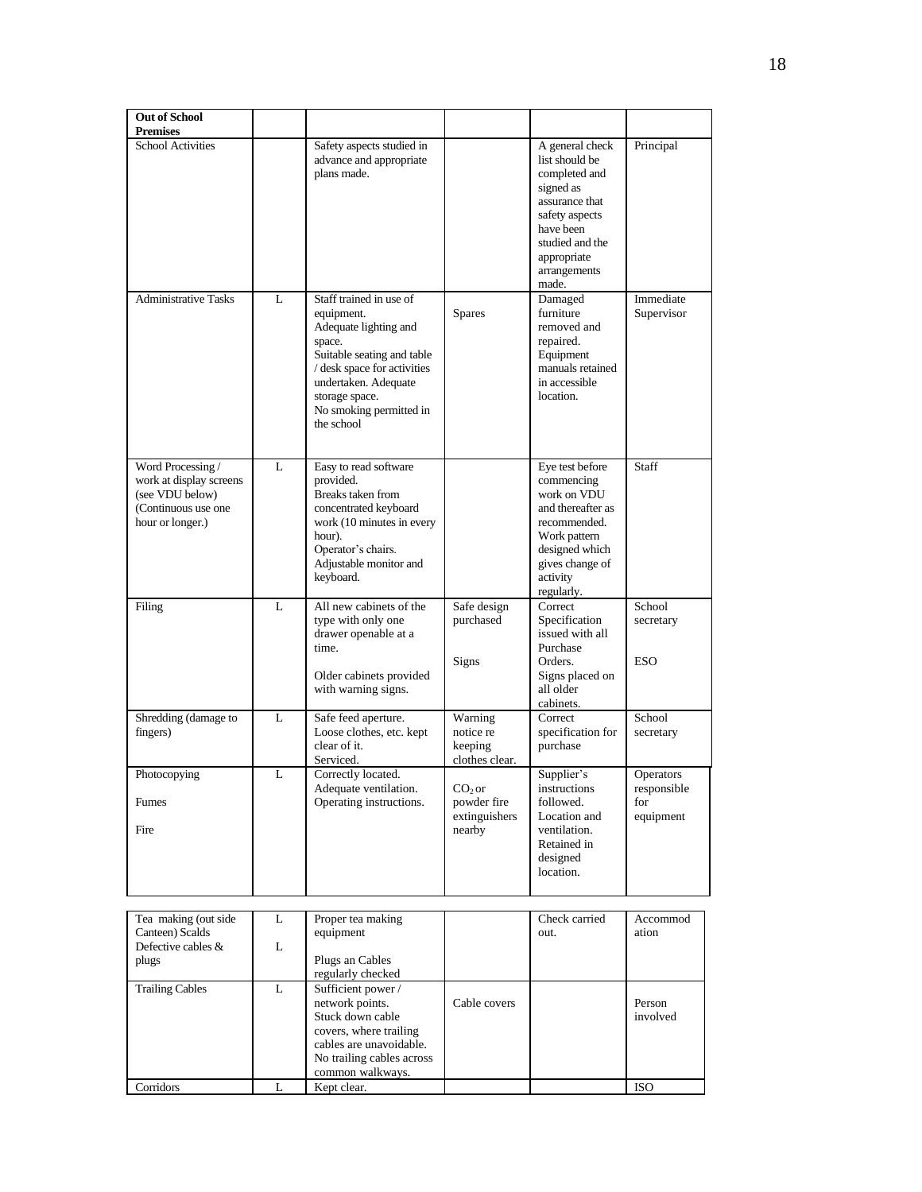| **Out of School Premises** | | | | | |
|---|---|---|---|---|---|
| School Activities | | Safety aspects studied in advance and appropriate plans made. | | A general check list should be completed and signed as assurance that safety aspects have been studied and the appropriate arrangements made. | Principal |
| Administrative Tasks | L | Staff trained in use of equipment. Adequate lighting and space. Suitable seating and table / desk space for activities undertaken. Adequate storage space. No smoking permitted in the school | Spares | Damaged furniture removed and repaired. Equipment manuals retained in accessible location. | Immediate Supervisor |
| Word Processing / work at display screens (see VDU below) (Continuous use one hour or longer.) | L | Easy to read software provided. Breaks taken from concentrated keyboard work (10 minutes in every hour). Operator's chairs. Adjustable monitor and keyboard. | | Eye test before commencing work on VDU and thereafter as recommended. Work pattern designed which gives change of activity regularly. | Staff |
| Filing | L | All new cabinets of the type with only one drawer openable at a time. Older cabinets provided with warning signs. | Safe design purchased Signs | Correct Specification issued with all Purchase Orders. Signs placed on all older cabinets. | School secretary ESO |
| Shredding (damage to fingers) | L | Safe feed aperture. Loose clothes, etc. kept clear of it. Serviced. | Warning notice re keeping clothes clear. | Correct specification for purchase | School secretary |
| Photocopying Fumes Fire | L | Correctly located. Adequate ventilation. Operating instructions. | $CO_2$ or powder fire extinguishers nearby | Supplier's instructions followed. Location and ventilation. Retained in designed location. | Operators responsible for equipment |
| Tea making (out side Canteen) Scalds Defective cables & plugs | L L | Proper tea making equipment Plugs an Cables regularly checked | | Check carried out. | Accommodation |
| Trailing Cables | L | Sufficient power / network points. Stuck down cable covers, where trailing cables are unavoidable. No trailing cables across common walkways. | Cable covers | | Person involved |
| Corridors | L | Kept clear. | | | ISO |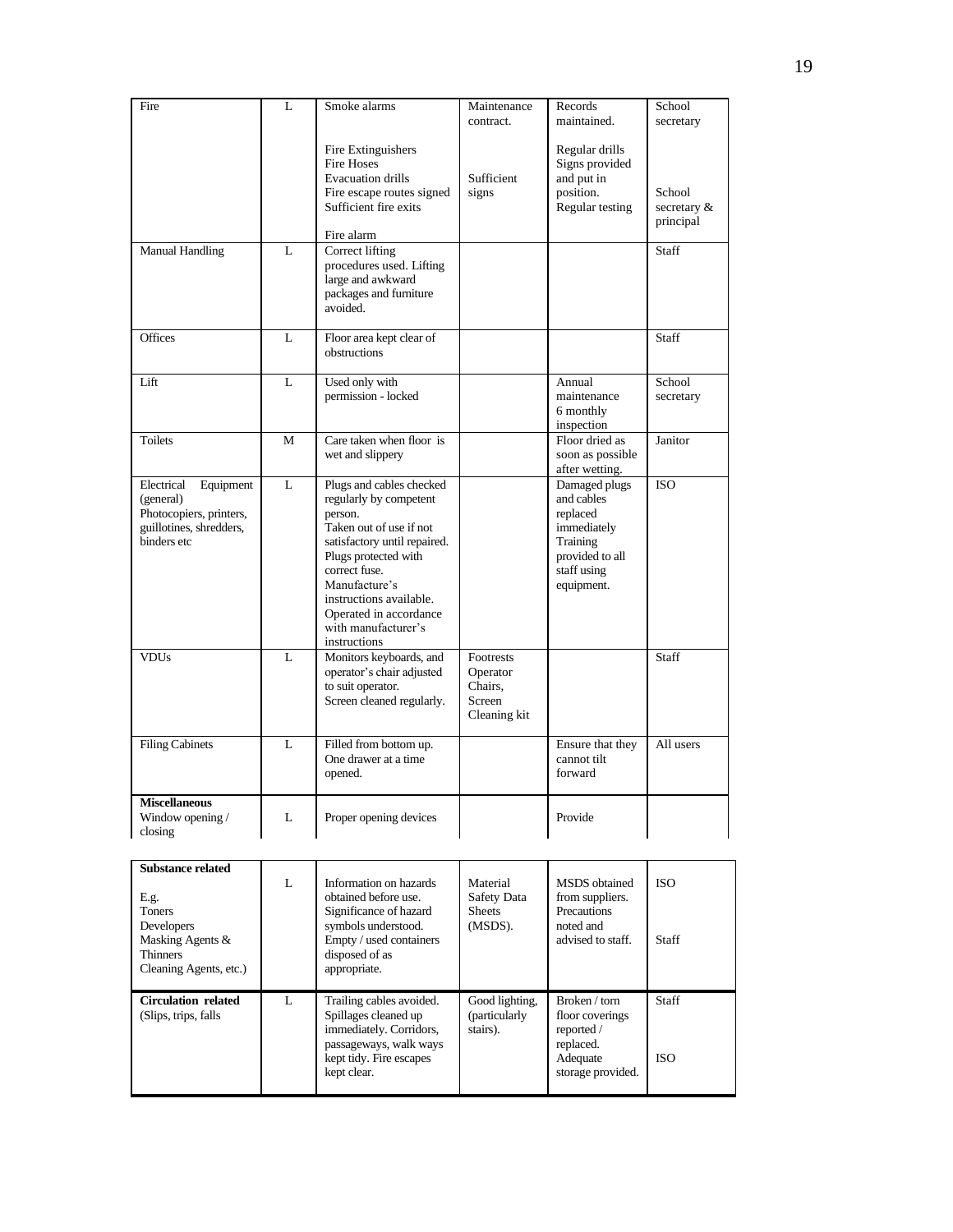| Fire | L | Smoke alarms<br><br>Fire Extinguishers<br>Fire Hoses<br>Evacuation drills<br>Fire escape routes signed<br>Sufficient fire exits<br><br>Fire alarm | Maintenance contract.<br><br><br><br>Sufficient signs | Records maintained.<br><br>Regular drills<br>Signs provided and put in position.<br>Regular testing | School secretary<br><br><br><br>School secretary & principal |
|---|---|---|---|---|---|
| Manual Handling | L | Correct lifting procedures used. Lifting large and awkward packages and furniture avoided. | | | Staff |
| Offices | L | Floor area kept clear of obstructions | | | Staff |
| Lift | L | Used only with permission - locked | | Annual maintenance<br>6 monthly inspection | School secretary |
| Toilets | M | Care taken when floor is wet and slippery | | Floor dried as soon as possible after wetting. | Janitor |
| Electrical Equipment (general)<br>Photocopiers, printers, guillotines, shredders, binders etc | L | Plugs and cables checked regularly by competent person.<br>Taken out of use if not satisfactory until repaired.<br>Plugs protected with correct fuse.<br>Manufacture's instructions available.<br>Operated in accordance with manufacturer's instructions | | Damaged plugs and cables replaced immediately<br>Training provided to all staff using equipment. | ISO |
| VDUs | L | Monitors keyboards, and operator's chair adjusted to suit operator.<br>Screen cleaned regularly. | Footrests<br>Operator Chairs,<br>Screen Cleaning kit | | Staff |
| Filing Cabinets | L | Filled from bottom up.<br>One drawer at a time opened. | | Ensure that they cannot tilt forward | All users |
| **Miscellaneous**<br>Window opening / closing | L | Proper opening devices | | Provide | |
| **Substance related**<br><br>E.g.<br>Toners<br>Developers<br>Masking Agents & Thinners<br>Cleaning Agents, etc.) | L | Information on hazards obtained before use.<br>Significance of hazard symbols understood.<br>Empty / used containers disposed of as appropriate. | Material Safety Data Sheets (MSDS). | MSDS obtained from suppliers.<br>Precautions noted and advised to staff. | ISO<br><br><br>Staff |
| **Circulation related**<br>(Slips, trips, falls | L | Trailing cables avoided.<br>Spillages cleaned up immediately. Corridors, passageways, walk ways kept tidy. Fire escapes kept clear. | Good lighting, (particularly stairs). | Broken / torn floor coverings reported / replaced.<br>Adequate storage provided. | Staff<br><br><br>ISO |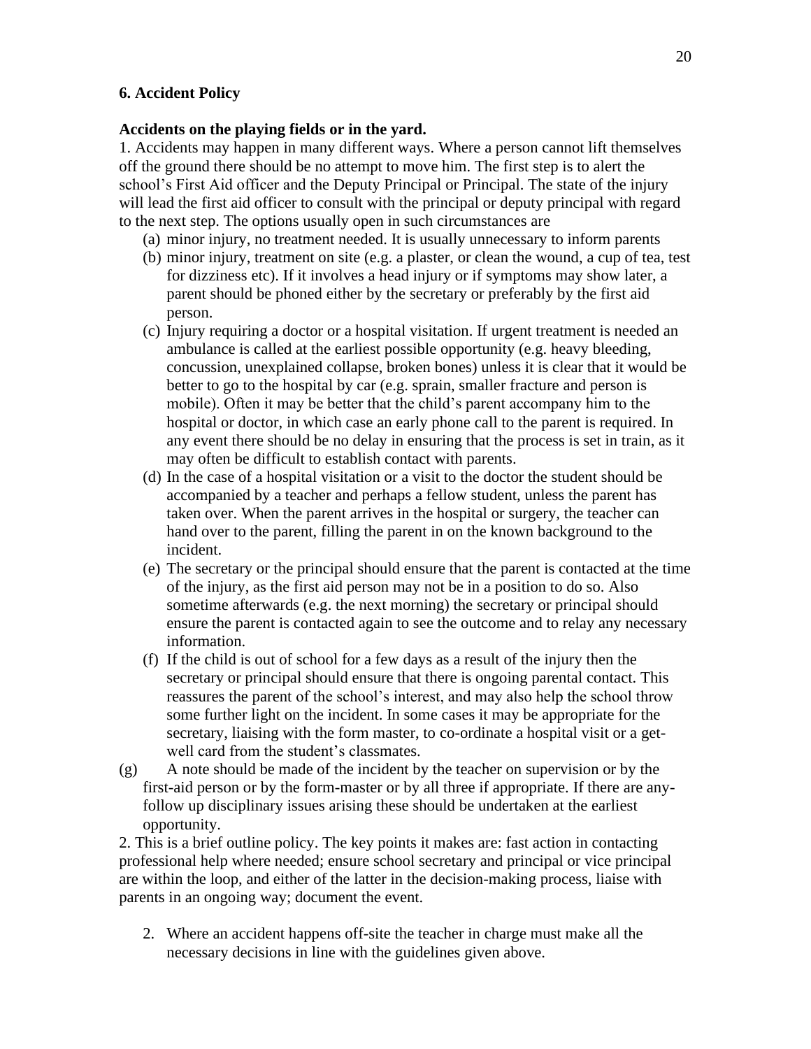### 6. Accident Policy

**Accidents on the playing fields or in the yard.**

1. Accidents may happen in many different ways. Where a person cannot lift themselves off the ground there should be no attempt to move him. The first step is to alert the school's First Aid officer and the Deputy Principal or Principal. The state of the injury will lead the first aid officer to consult with the principal or deputy principal with regard to the next step. The options usually open in such circumstances are

   (a) minor injury, no treatment needed. It is usually unnecessary to inform parents

   (b) minor injury, treatment on site (e.g. a plaster, or clean the wound, a cup of tea, test for dizziness etc). If it involves a head injury or if symptoms may show later, a parent should be phoned either by the secretary or preferably by the first aid person.

   (c) Injury requiring a doctor or a hospital visitation. If urgent treatment is needed an ambulance is called at the earliest possible opportunity (e.g. heavy bleeding, concussion, unexplained collapse, broken bones) unless it is clear that it would be better to go to the hospital by car (e.g. sprain, smaller fracture and person is mobile). Often it may be better that the child's parent accompany him to the hospital or doctor, in which case an early phone call to the parent is required. In any event there should be no delay in ensuring that the process is set in train, as it may often be difficult to establish contact with parents.

   (d) In the case of a hospital visitation or a visit to the doctor the student should be accompanied by a teacher and perhaps a fellow student, unless the parent has taken over. When the parent arrives in the hospital or surgery, the teacher can hand over to the parent, filling the parent in on the known background to the incident.

   (e) The secretary or the principal should ensure that the parent is contacted at the time of the injury, as the first aid person may not be in a position to do so. Also sometime afterwards (e.g. the next morning) the secretary or principal should ensure the parent is contacted again to see the outcome and to relay any necessary information.

   (f) If the child is out of school for a few days as a result of the injury then the secretary or principal should ensure that there is ongoing parental contact. This reassures the parent of the school's interest, and may also help the school throw some further light on the incident. In some cases it may be appropriate for the secretary, liaising with the form master, to co-ordinate a hospital visit or a get-well card from the student's classmates.

   (g) A note should be made of the incident by the teacher on supervision or by the first-aid person or by the form-master or by all three if appropriate. If there are any-follow up disciplinary issues arising these should be undertaken at the earliest opportunity.

2. This is a brief outline policy. The key points it makes are: fast action in contacting professional help where needed; ensure school secretary and principal or vice principal are within the loop, and either of the latter in the decision-making process, liaise with parents in an ongoing way; document the event.

2. Where an accident happens off-site the teacher in charge must make all the necessary decisions in line with the guidelines given above.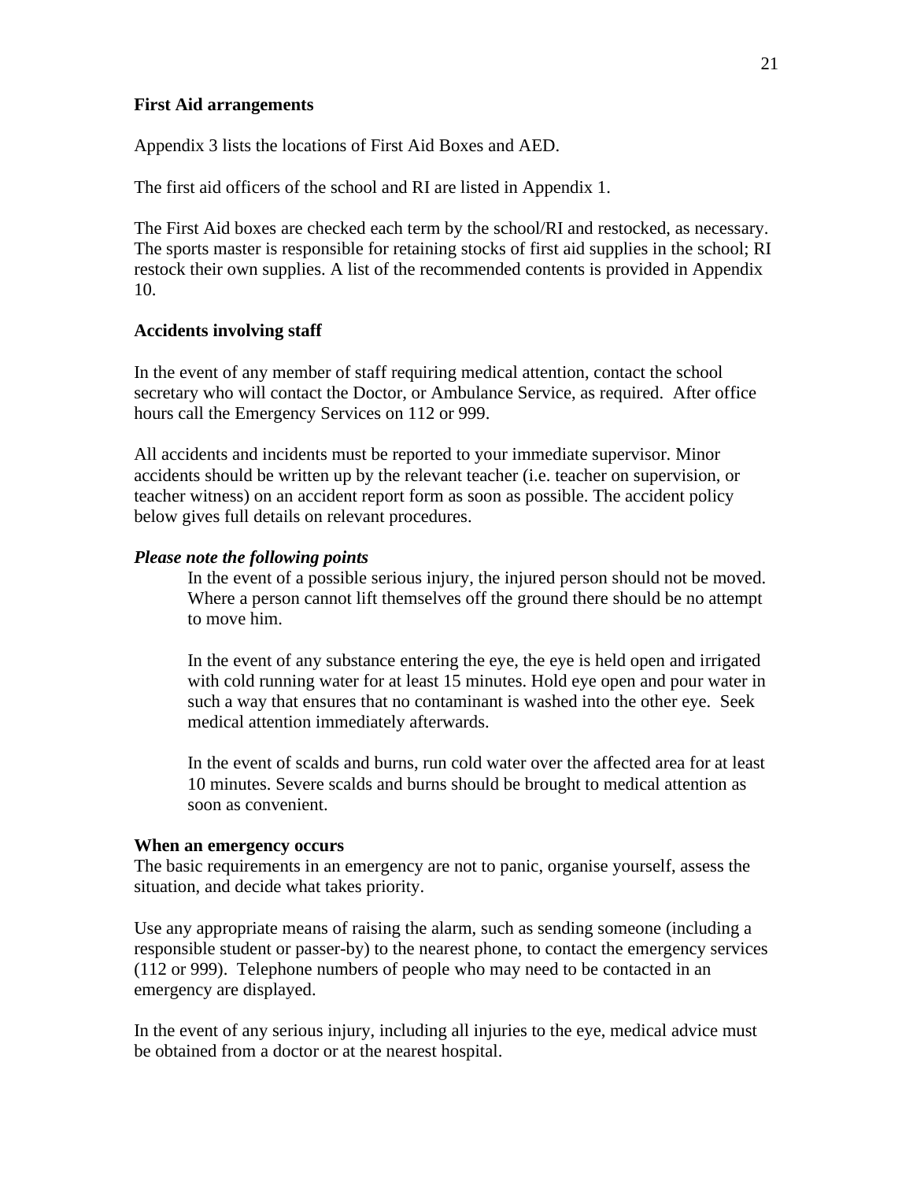**First Aid arrangements**

Appendix 3 lists the locations of First Aid Boxes and AED.

The first aid officers of the school and RI are listed in Appendix 1.

The First Aid boxes are checked each term by the school/RI and restocked, as necessary. The sports master is responsible for retaining stocks of first aid supplies in the school; RI restock their own supplies. A list of the recommended contents is provided in Appendix 10.

**Accidents involving staff**

In the event of any member of staff requiring medical attention, contact the school secretary who will contact the Doctor, or Ambulance Service, as required. After office hours call the Emergency Services on 112 or 999.

All accidents and incidents must be reported to your immediate supervisor. Minor accidents should be written up by the relevant teacher (i.e. teacher on supervision, or teacher witness) on an accident report form as soon as possible. The accident policy below gives full details on relevant procedures.

***Please note the following points***

In the event of a possible serious injury, the injured person should not be moved. Where a person cannot lift themselves off the ground there should be no attempt to move him.

In the event of any substance entering the eye, the eye is held open and irrigated with cold running water for at least 15 minutes. Hold eye open and pour water in such a way that ensures that no contaminant is washed into the other eye. Seek medical attention immediately afterwards.

In the event of scalds and burns, run cold water over the affected area for at least 10 minutes. Severe scalds and burns should be brought to medical attention as soon as convenient.

**When an emergency occurs**

The basic requirements in an emergency are not to panic, organise yourself, assess the situation, and decide what takes priority.

Use any appropriate means of raising the alarm, such as sending someone (including a responsible student or passer-by) to the nearest phone, to contact the emergency services (112 or 999). Telephone numbers of people who may need to be contacted in an emergency are displayed.

In the event of any serious injury, including all injuries to the eye, medical advice must be obtained from a doctor or at the nearest hospital.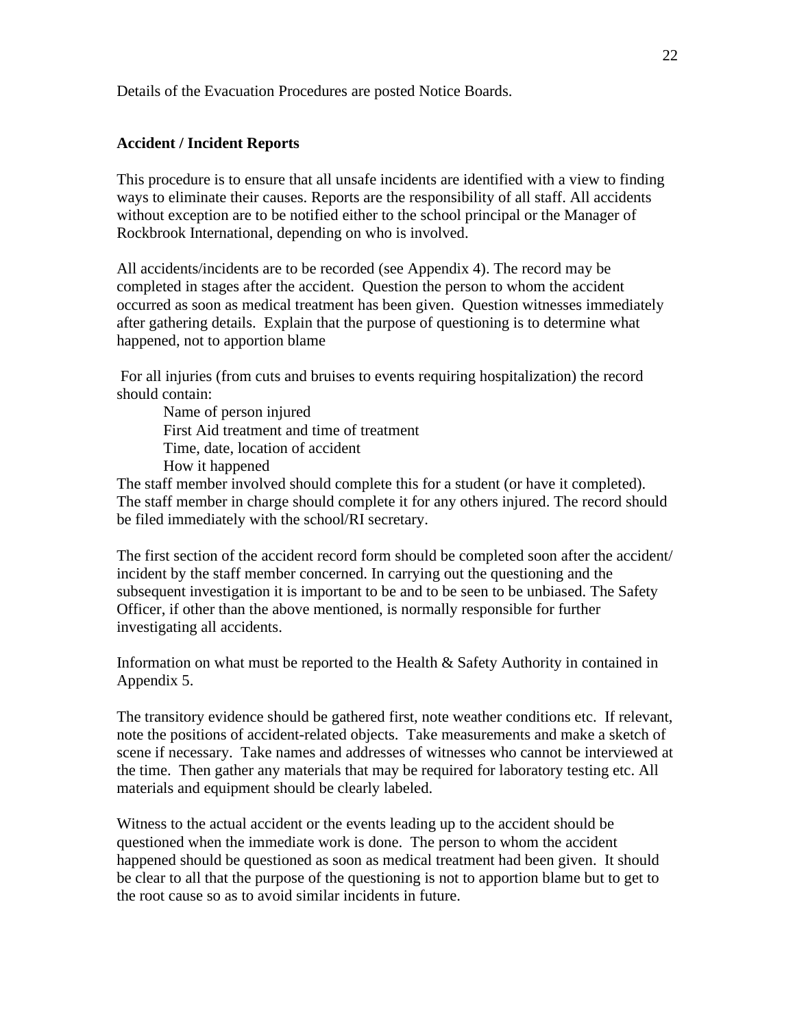Details of the Evacuation Procedures are posted Notice Boards.

**Accident / Incident Reports**

This procedure is to ensure that all unsafe incidents are identified with a view to finding ways to eliminate their causes. Reports are the responsibility of all staff. All accidents without exception are to be notified either to the school principal or the Manager of Rockbrook International, depending on who is involved.

All accidents/incidents are to be recorded (see Appendix 4). The record may be completed in stages after the accident. Question the person to whom the accident occurred as soon as medical treatment has been given. Question witnesses immediately after gathering details. Explain that the purpose of questioning is to determine what happened, not to apportion blame

For all injuries (from cuts and bruises to events requiring hospitalization) the record should contain:

Name of person injured
First Aid treatment and time of treatment
Time, date, location of accident
How it happened

The staff member involved should complete this for a student (or have it completed). The staff member in charge should complete it for any others injured. The record should be filed immediately with the school/RI secretary.

The first section of the accident record form should be completed soon after the accident/ incident by the staff member concerned. In carrying out the questioning and the subsequent investigation it is important to be and to be seen to be unbiased. The Safety Officer, if other than the above mentioned, is normally responsible for further investigating all accidents.

Information on what must be reported to the Health & Safety Authority in contained in Appendix 5.

The transitory evidence should be gathered first, note weather conditions etc. If relevant, note the positions of accident-related objects. Take measurements and make a sketch of scene if necessary. Take names and addresses of witnesses who cannot be interviewed at the time. Then gather any materials that may be required for laboratory testing etc. All materials and equipment should be clearly labeled.

Witness to the actual accident or the events leading up to the accident should be questioned when the immediate work is done. The person to whom the accident happened should be questioned as soon as medical treatment had been given. It should be clear to all that the purpose of the questioning is not to apportion blame but to get to the root cause so as to avoid similar incidents in future.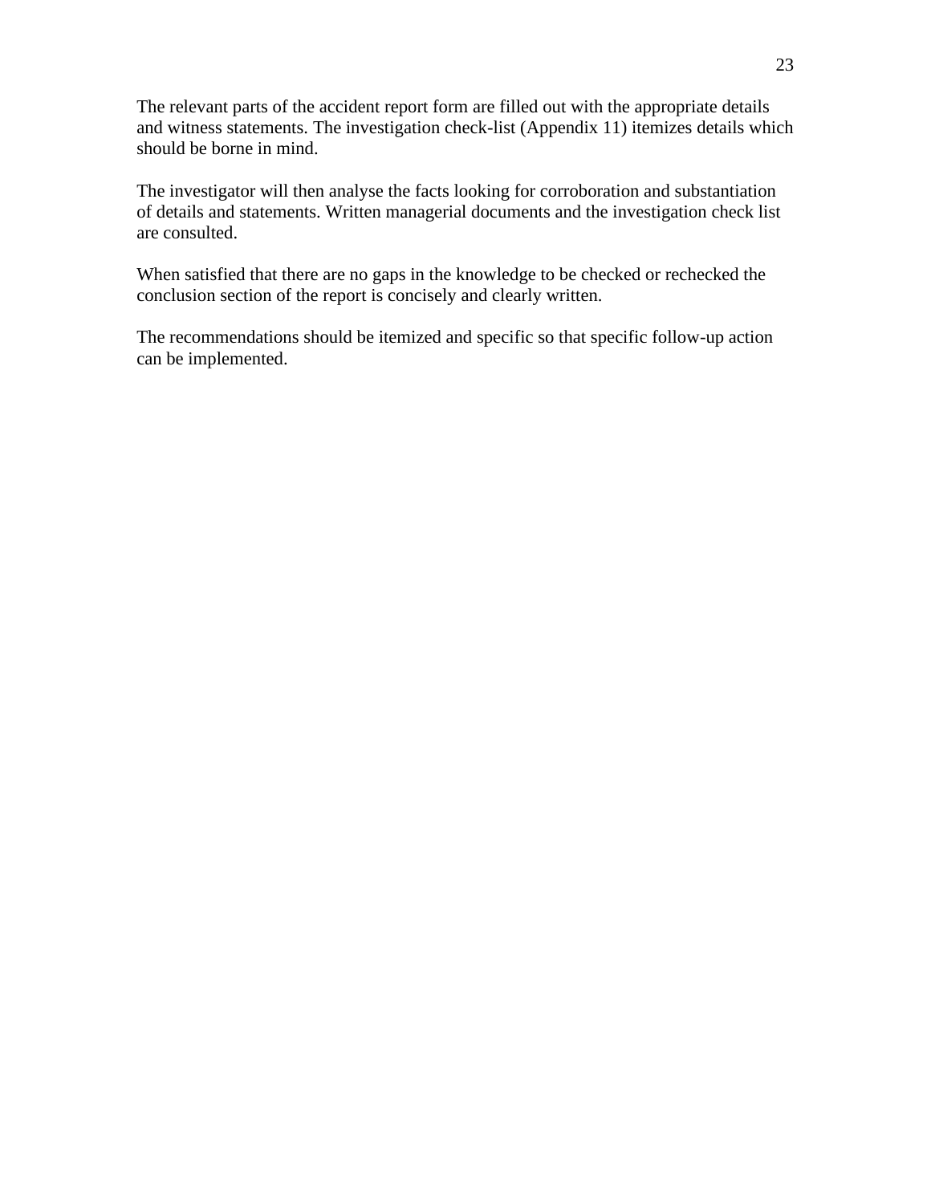The relevant parts of the accident report form are filled out with the appropriate details and witness statements. The investigation check-list (Appendix 11) itemizes details which should be borne in mind.

The investigator will then analyse the facts looking for corroboration and substantiation of details and statements. Written managerial documents and the investigation check list are consulted.

When satisfied that there are no gaps in the knowledge to be checked or rechecked the conclusion section of the report is concisely and clearly written.

The recommendations should be itemized and specific so that specific follow-up action can be implemented.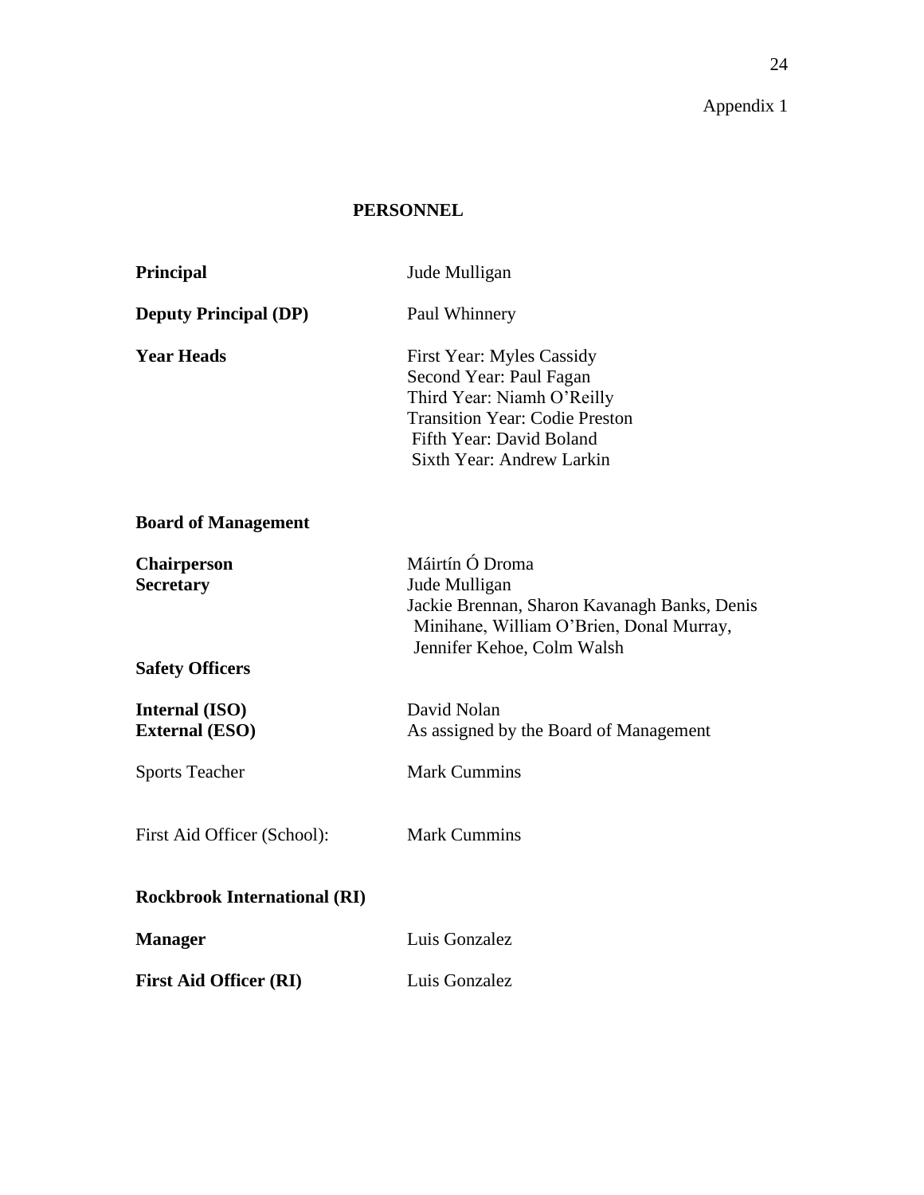Appendix 1

## PERSONNEL

| | |
|---|---|
| **Principal** | Jude Mulligan |
| **Deputy Principal (DP)** | Paul Whinnery |
| **Year Heads** | First Year: Myles Cassidy<br>Second Year: Paul Fagan<br>Third Year: Niamh O'Reilly<br>Transition Year: Codie Preston<br>Fifth Year: David Boland<br>Sixth Year: Andrew Larkin |

**Board of Management**

| | |
|---|---|
| **Chairperson** | Máirtín Ó Droma |
| **Secretary** | Jude Mulligan |
| | Jackie Brennan, Sharon Kavanagh Banks, Denis Minihane, William O'Brien, Donal Murray, Jennifer Kehoe, Colm Walsh |

**Safety Officers**

| | |
|---|---|
| **Internal (ISO)** | David Nolan |
| **External (ESO)** | As assigned by the Board of Management |
| Sports Teacher | Mark Cummins |
| First Aid Officer (School): | Mark Cummins |

**Rockbrook International (RI)**

| | |
|---|---|
| **Manager** | Luis Gonzalez |
| **First Aid Officer (RI)** | Luis Gonzalez |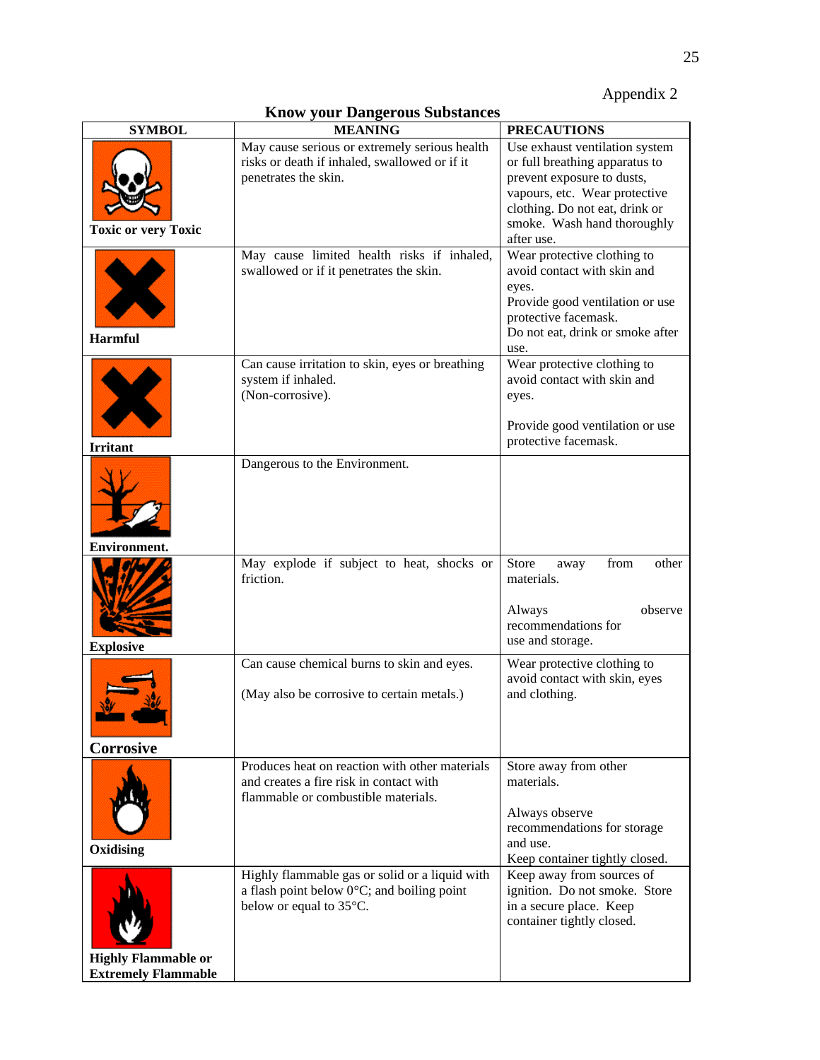Appendix 2

## Know your Dangerous Substances

| SYMBOL | MEANING | PRECAUTIONS |
|---|---|---|
| **Toxic or very Toxic** | May cause serious or extremely serious health risks or death if inhaled, swallowed or if it penetrates the skin. | Use exhaust ventilation system or full breathing apparatus to prevent exposure to dusts, vapours, etc. Wear protective clothing. Do not eat, drink or smoke. Wash hand thoroughly after use. |
| **Harmful** | May cause limited health risks if inhaled, swallowed or if it penetrates the skin. | Wear protective clothing to avoid contact with skin and eyes.<br>Provide good ventilation or use protective facemask.<br>Do not eat, drink or smoke after use. |
| **Irritant** | Can cause irritation to skin, eyes or breathing system if inhaled.<br>(Non-corrosive). | Wear protective clothing to avoid contact with skin and eyes.<br><br>Provide good ventilation or use protective facemask. |
| **Environment.** | Dangerous to the Environment. | |
| **Explosive** | May explode if subject to heat, shocks or friction. | Store away from other materials.<br><br>Always observe recommendations for use and storage. |
| **Corrosive** | Can cause chemical burns to skin and eyes.<br><br>(May also be corrosive to certain metals.) | Wear protective clothing to avoid contact with skin, eyes and clothing. |
| **Oxidising** | Produces heat on reaction with other materials and creates a fire risk in contact with flammable or combustible materials. | Store away from other materials.<br><br>Always observe recommendations for storage and use.<br>Keep container tightly closed. |
| **Highly Flammable or Extremely Flammable** | Highly flammable gas or solid or a liquid with a flash point below 0°C; and boiling point below or equal to 35°C. | Keep away from sources of ignition. Do not smoke. Store in a secure place. Keep container tightly closed. |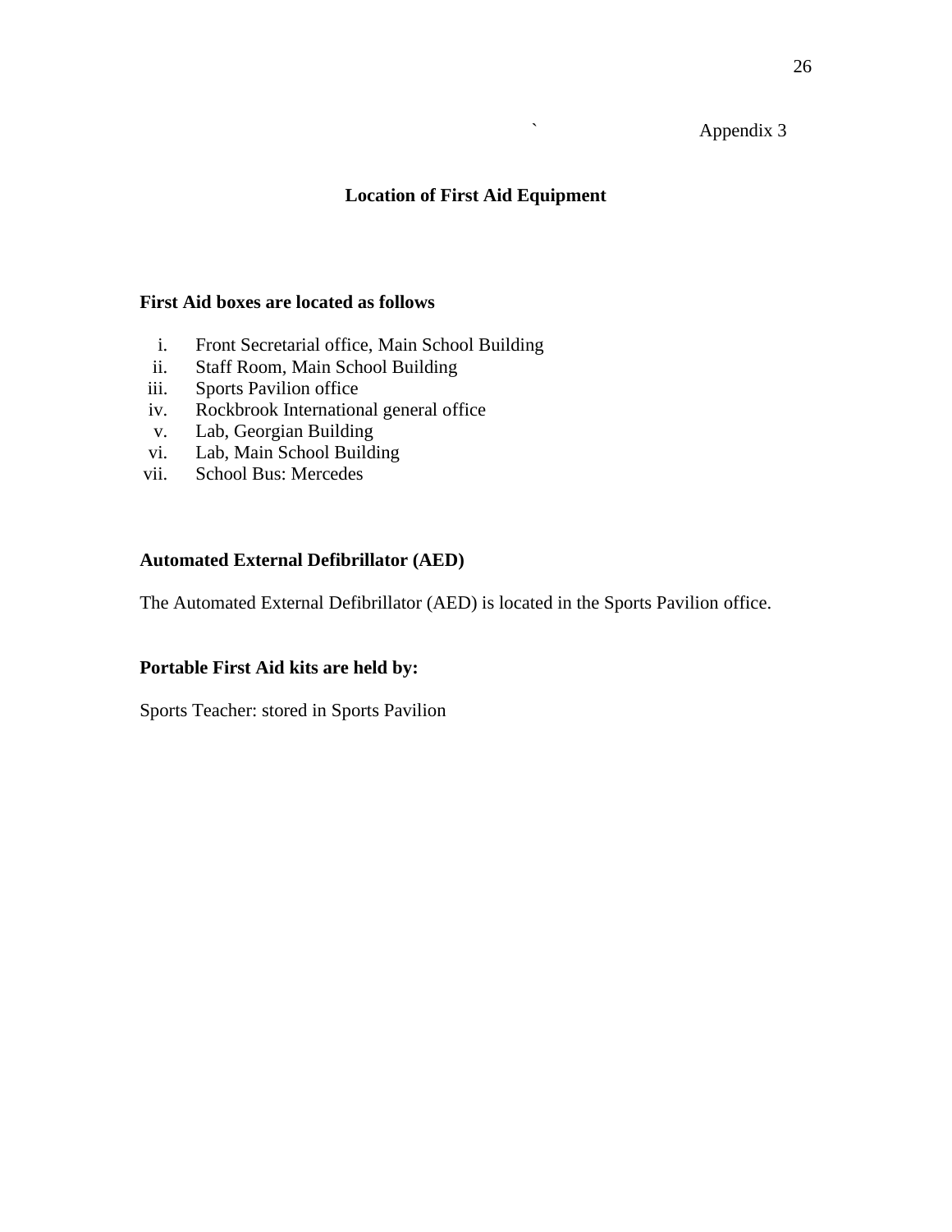Appendix 3

## Location of First Aid Equipment

**First Aid boxes are located as follows**

i. Front Secretarial office, Main School Building
ii. Staff Room, Main School Building
iii. Sports Pavilion office
iv. Rockbrook International general office
v. Lab, Georgian Building
vi. Lab, Main School Building
vii. School Bus: Mercedes

**Automated External Defibrillator (AED)**

The Automated External Defibrillator (AED) is located in the Sports Pavilion office.

**Portable First Aid kits are held by:**

Sports Teacher: stored in Sports Pavilion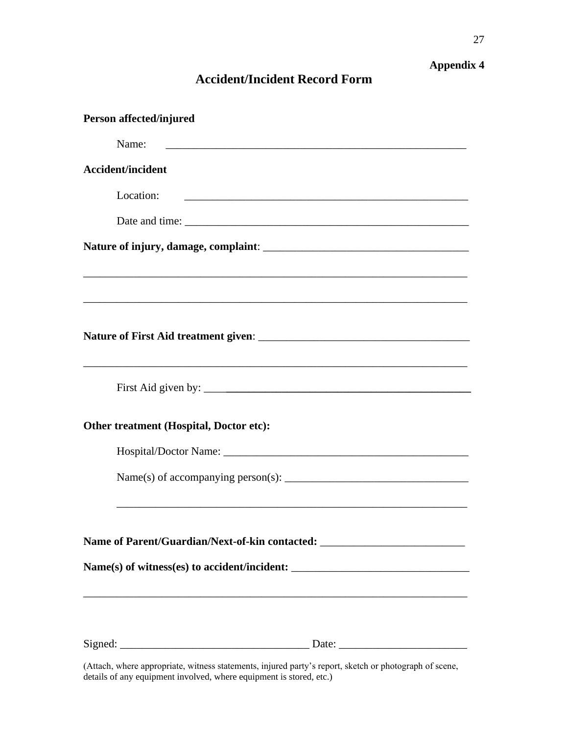**Appendix 4**

# Accident/Incident Record Form

**Person affected/injured**

Name: ______________________________________________________

**Accident/incident**

Location: ____________________________________________________

Date and time: _________________________________________________

**Nature of injury, damage, complaint**: ____________________________________

______________________________________________________________________

______________________________________________________________________

**Nature of First Aid treatment given**: _____________________________________

______________________________________________________________________

First Aid given by: _______________________________________________

**Other treatment (Hospital, Doctor etc):**

Hospital/Doctor Name: _____________________________________________

Name(s) of accompanying person(s): __________________________________

_________________________________________________________________

**Name of Parent/Guardian/Next-of-kin contacted:** __________________________

**Name(s) of witness(es) to accident/incident:** ________________________________

______________________________________________________________________

Signed: ___________________________________ Date: _______________________

(Attach, where appropriate, witness statements, injured party's report, sketch or photograph of scene, details of any equipment involved, where equipment is stored, etc.)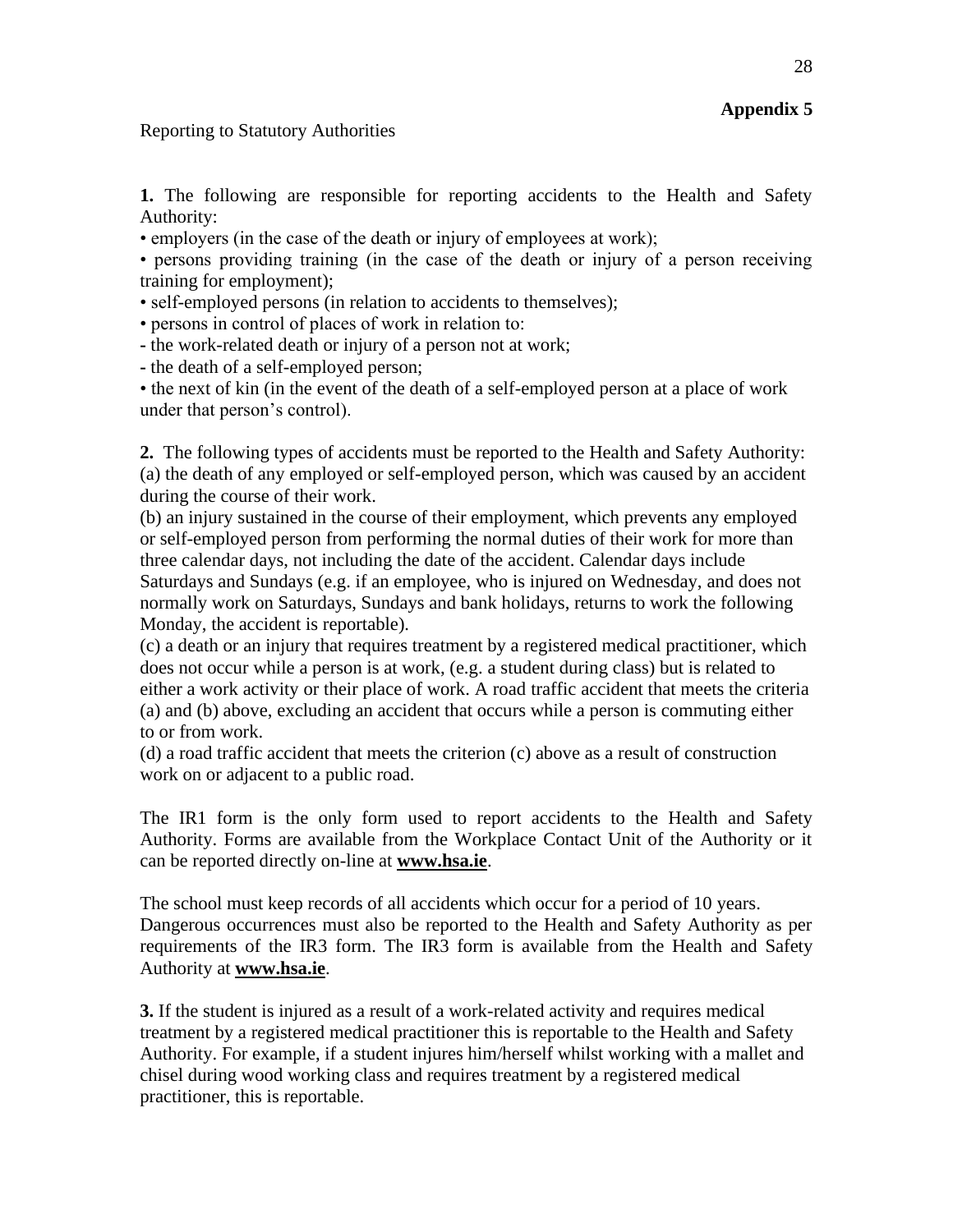**Appendix 5**

Reporting to Statutory Authorities

**1.** The following are responsible for reporting accidents to the Health and Safety Authority:

- employers (in the case of the death or injury of employees at work);
- persons providing training (in the case of the death or injury of a person receiving training for employment);
- self-employed persons (in relation to accidents to themselves);
- persons in control of places of work in relation to:
  - the work-related death or injury of a person not at work;
  - the death of a self-employed person;
- the next of kin (in the event of the death of a self-employed person at a place of work under that person's control).

**2.** The following types of accidents must be reported to the Health and Safety Authority:
(a) the death of any employed or self-employed person, which was caused by an accident during the course of their work.
(b) an injury sustained in the course of their employment, which prevents any employed or self-employed person from performing the normal duties of their work for more than three calendar days, not including the date of the accident. Calendar days include Saturdays and Sundays (e.g. if an employee, who is injured on Wednesday, and does not normally work on Saturdays, Sundays and bank holidays, returns to work the following Monday, the accident is reportable).
(c) a death or an injury that requires treatment by a registered medical practitioner, which does not occur while a person is at work, (e.g. a student during class) but is related to either a work activity or their place of work. A road traffic accident that meets the criteria (a) and (b) above, excluding an accident that occurs while a person is commuting either to or from work.
(d) a road traffic accident that meets the criterion (c) above as a result of construction work on or adjacent to a public road.

The IR1 form is the only form used to report accidents to the Health and Safety Authority. Forms are available from the Workplace Contact Unit of the Authority or it can be reported directly on-line at **www.hsa.ie**.

The school must keep records of all accidents which occur for a period of 10 years. Dangerous occurrences must also be reported to the Health and Safety Authority as per requirements of the IR3 form. The IR3 form is available from the Health and Safety Authority at **www.hsa.ie**.

**3.** If the student is injured as a result of a work-related activity and requires medical treatment by a registered medical practitioner this is reportable to the Health and Safety Authority. For example, if a student injures him/herself whilst working with a mallet and chisel during wood working class and requires treatment by a registered medical practitioner, this is reportable.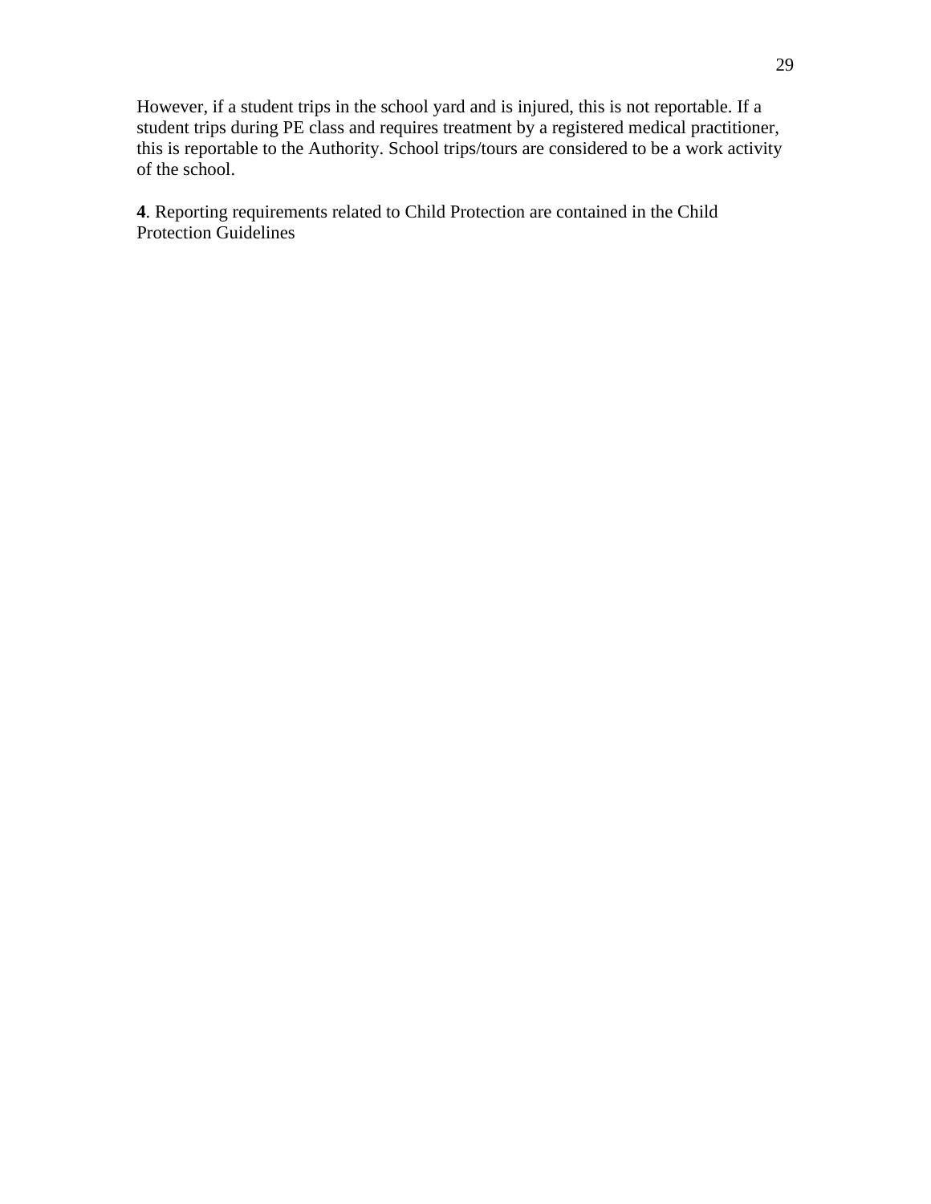However, if a student trips in the school yard and is injured, this is not reportable. If a student trips during PE class and requires treatment by a registered medical practitioner, this is reportable to the Authority. School trips/tours are considered to be a work activity of the school.

**4**. Reporting requirements related to Child Protection are contained in the Child Protection Guidelines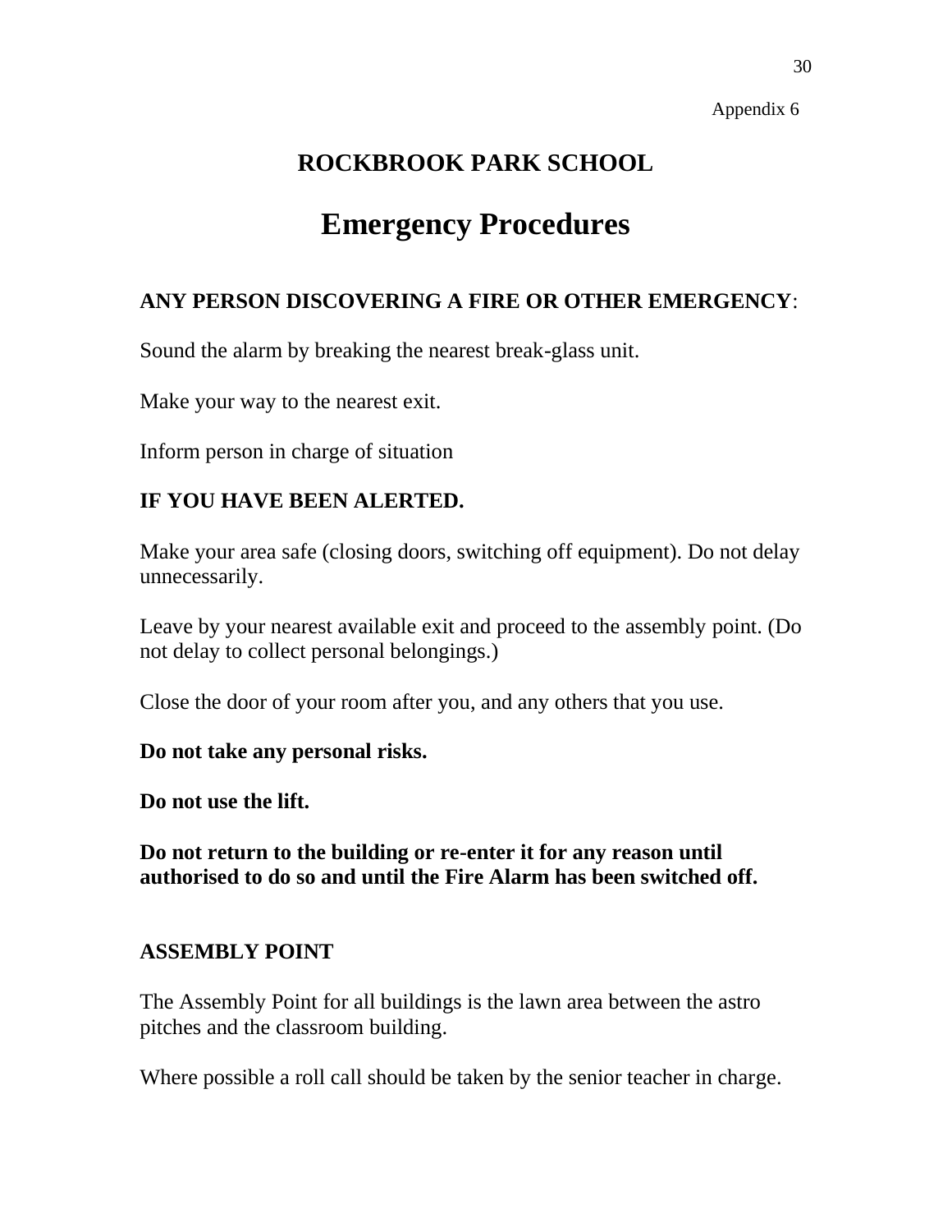Appendix 6

# ROCKBROOK PARK SCHOOL

# Emergency Procedures

**ANY PERSON DISCOVERING A FIRE OR OTHER EMERGENCY**:

Sound the alarm by breaking the nearest break-glass unit.

Make your way to the nearest exit.

Inform person in charge of situation

**IF YOU HAVE BEEN ALERTED.**

Make your area safe (closing doors, switching off equipment). Do not delay unnecessarily.

Leave by your nearest available exit and proceed to the assembly point. (Do not delay to collect personal belongings.)

Close the door of your room after you, and any others that you use.

**Do not take any personal risks.**

**Do not use the lift.**

**Do not return to the building or re-enter it for any reason until authorised to do so and until the Fire Alarm has been switched off.**

**ASSEMBLY POINT**

The Assembly Point for all buildings is the lawn area between the astro pitches and the classroom building.

Where possible a roll call should be taken by the senior teacher in charge.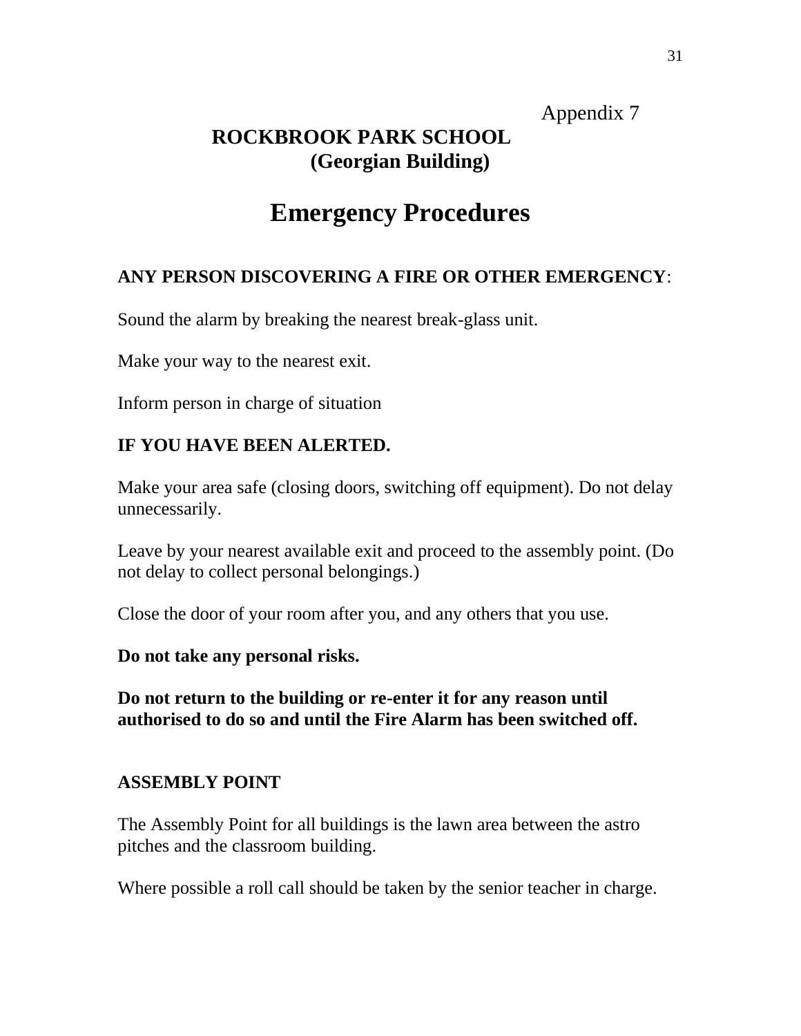Appendix 7

# ROCKBROOK PARK SCHOOL
## (Georgian Building)

# Emergency Procedures

**ANY PERSON DISCOVERING A FIRE OR OTHER EMERGENCY**:

Sound the alarm by breaking the nearest break-glass unit.

Make your way to the nearest exit.

Inform person in charge of situation

**IF YOU HAVE BEEN ALERTED.**

Make your area safe (closing doors, switching off equipment). Do not delay unnecessarily.

Leave by your nearest available exit and proceed to the assembly point. (Do not delay to collect personal belongings.)

Close the door of your room after you, and any others that you use.

**Do not take any personal risks.**

**Do not return to the building or re-enter it for any reason until authorised to do so and until the Fire Alarm has been switched off.**

**ASSEMBLY POINT**

The Assembly Point for all buildings is the lawn area between the astro pitches and the classroom building.

Where possible a roll call should be taken by the senior teacher in charge.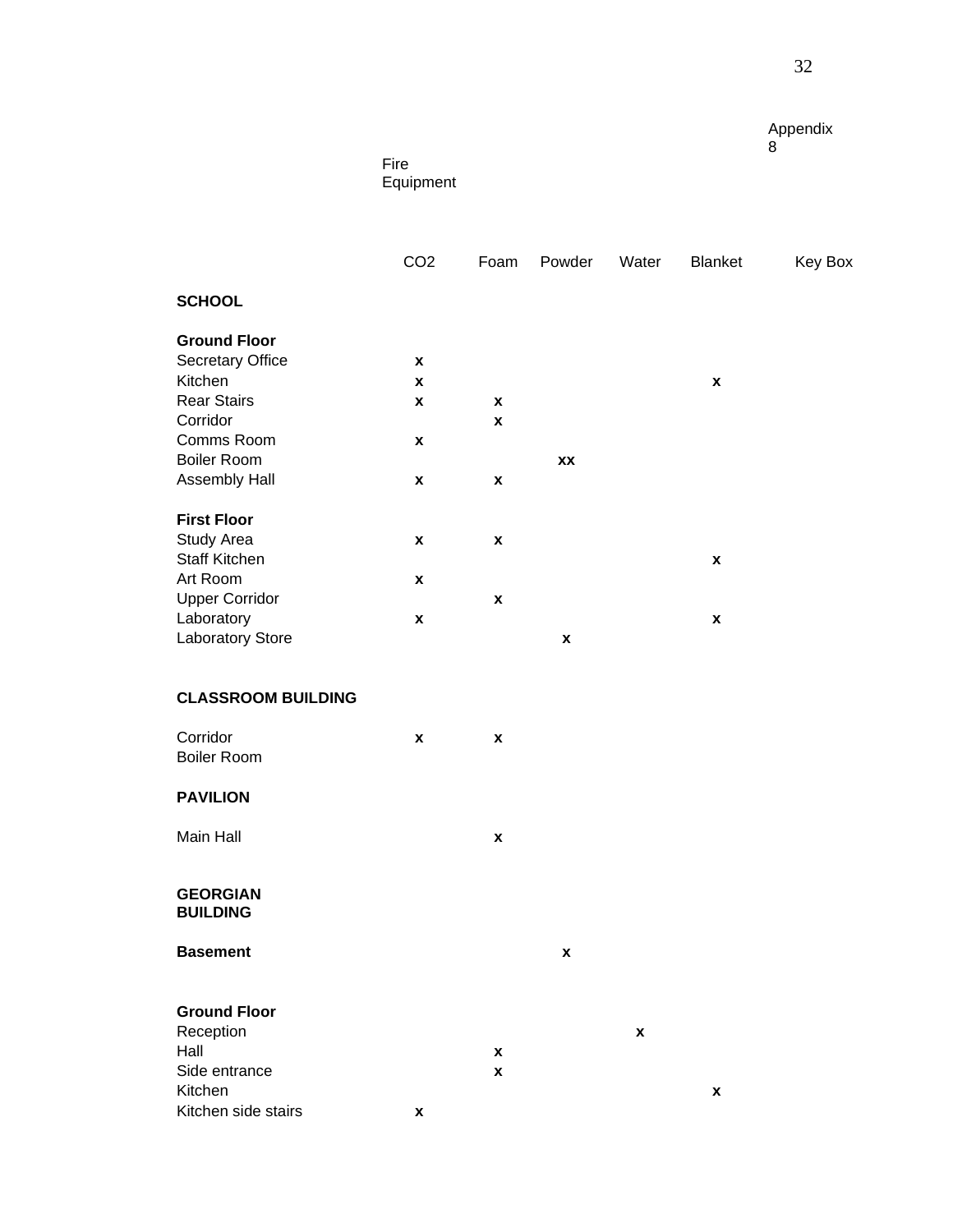Appendix 8

Fire Equipment

| | CO2 | Foam | Powder | Water | Blanket | Key Box |
|---|---|---|---|---|---|---|
| **SCHOOL** | | | | | | |
| **Ground Floor** | | | | | | |
| Secretary Office | x | | | | | |
| Kitchen | x | | | | x | |
| Rear Stairs | x | x | | | | |
| Corridor | | x | | | | |
| Comms Room | x | | | | | |
| Boiler Room | | | xx | | | |
| Assembly Hall | x | x | | | | |
| **First Floor** | | | | | | |
| Study Area | x | x | | | | |
| Staff Kitchen | | | | | x | |
| Art Room | x | | | | | |
| Upper Corridor | | x | | | | |
| Laboratory | x | | | | x | |
| Laboratory Store | | | x | | | |
| **CLASSROOM BUILDING** | | | | | | |
| Corridor | x | x | | | | |
| Boiler Room | | | | | | |
| **PAVILION** | | | | | | |
| Main Hall | | x | | | | |
| **GEORGIAN BUILDING** | | | | | | |
| **Basement** | | | x | | | |
| **Ground Floor** | | | | | | |
| Reception | | | | x | | |
| Hall | | x | | | | |
| Side entrance | | x | | | | |
| Kitchen | | | | | x | |
| Kitchen side stairs | x | | | | | |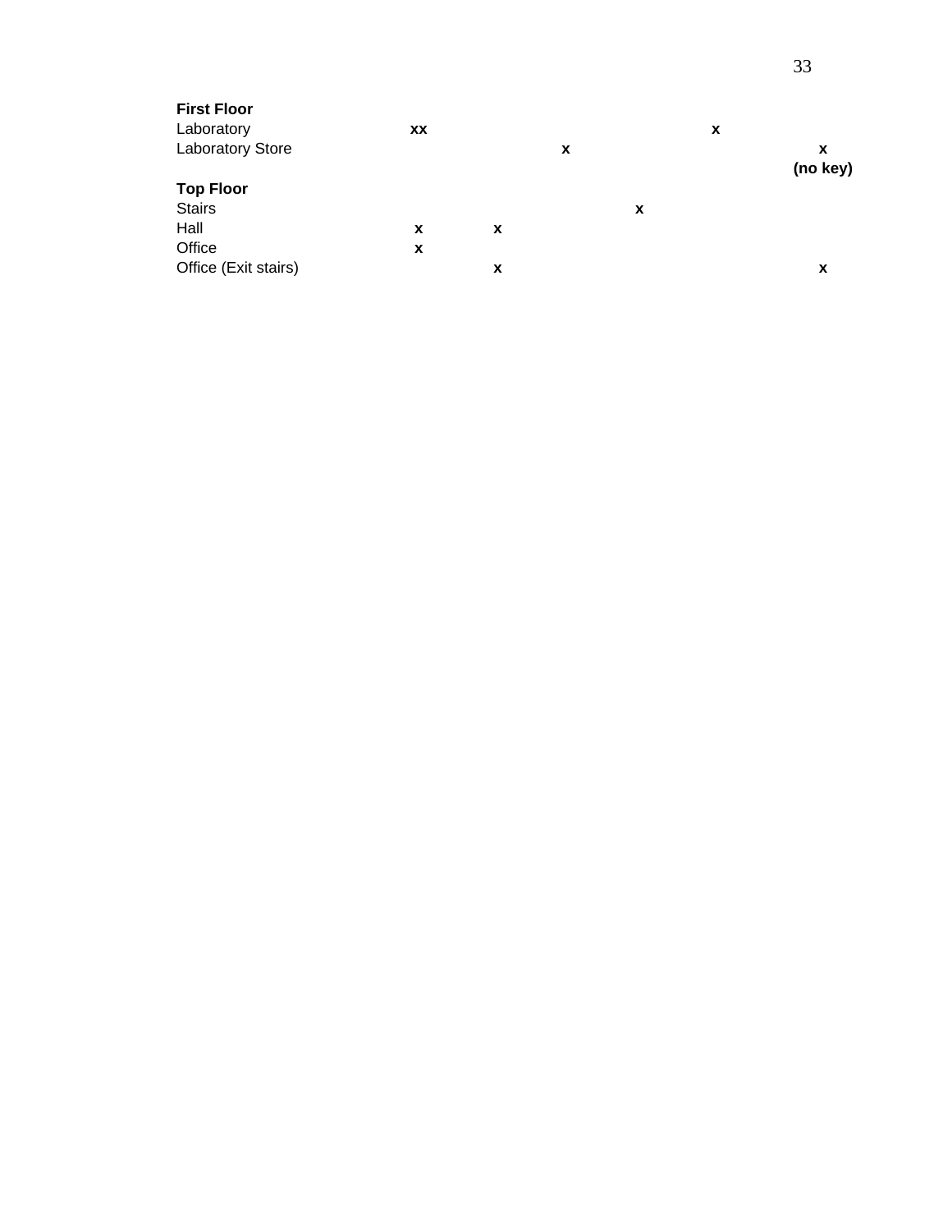| | | | | | | |
|---|---|---|---|---|---|---|
| **First Floor** | | | | | | |
| Laboratory | **xx** | | | | **x** | |
| Laboratory Store | | | **x** | | | **x (no key)** |
| **Top Floor** | | | | | | |
| Stairs | | | | **x** | | |
| Hall | **x** | **x** | | | | |
| Office | **x** | | | | | |
| Office (Exit stairs) | | **x** | | | | **x** |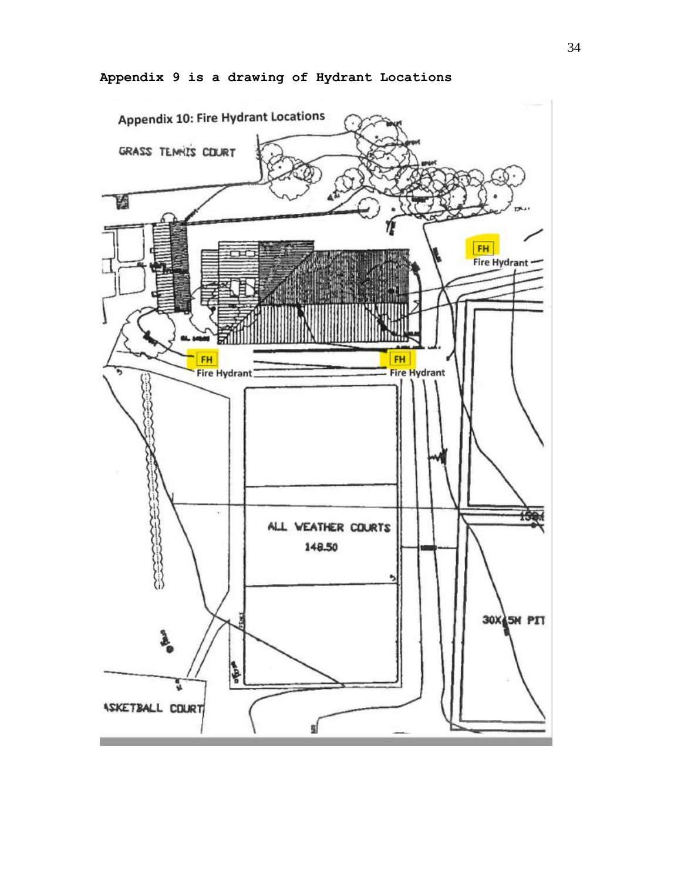**Appendix 9 is a drawing of Hydrant Locations**

Appendix 10: Fire Hydrant Locations

GRASS TENNIS COURT

FH
Fire Hydrant

FH
Fire Hydrant

FH
Fire Hydrant

ALL WEATHER COURTS
148.50

30X15M PIT

BASKETBALL COURT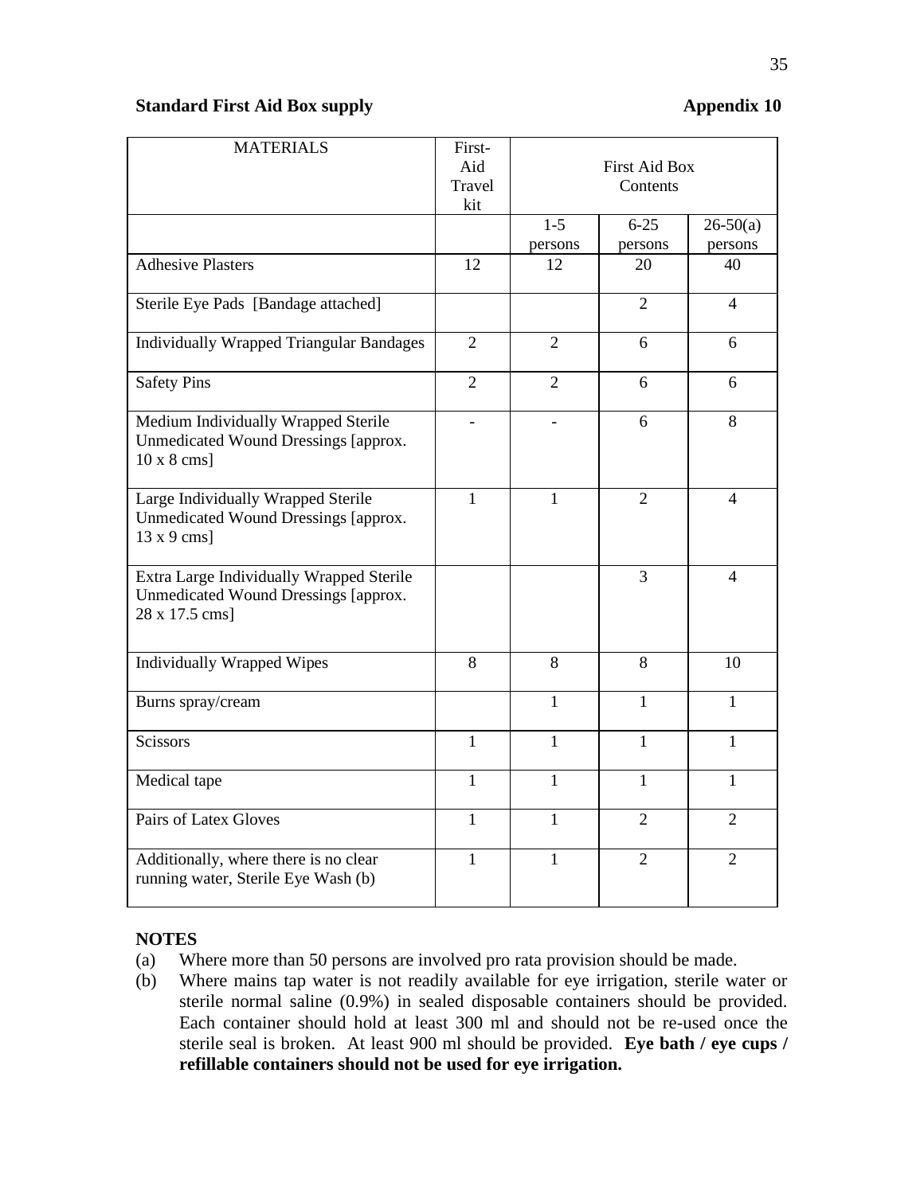**Standard First Aid Box supply** **Appendix 10**

| MATERIALS | First-Aid Travel kit | First Aid Box Contents | | |
|---|---|---|---|---|
| | | 1-5 persons | 6-25 persons | 26-50(a) persons |
| Adhesive Plasters | 12 | 12 | 20 | 40 |
| Sterile Eye Pads [Bandage attached] | | | 2 | 4 |
| Individually Wrapped Triangular Bandages | 2 | 2 | 6 | 6 |
| Safety Pins | 2 | 2 | 6 | 6 |
| Medium Individually Wrapped Sterile Unmedicated Wound Dressings [approx. 10 x 8 cms] | - | - | 6 | 8 |
| Large Individually Wrapped Sterile Unmedicated Wound Dressings [approx. 13 x 9 cms] | 1 | 1 | 2 | 4 |
| Extra Large Individually Wrapped Sterile Unmedicated Wound Dressings [approx. 28 x 17.5 cms] | | | 3 | 4 |
| Individually Wrapped Wipes | 8 | 8 | 8 | 10 |
| Burns spray/cream | | 1 | 1 | 1 |
| Scissors | 1 | 1 | 1 | 1 |
| Medical tape | 1 | 1 | 1 | 1 |
| Pairs of Latex Gloves | 1 | 1 | 2 | 2 |
| Additionally, where there is no clear running water, Sterile Eye Wash (b) | 1 | 1 | 2 | 2 |

**NOTES**

(a) Where more than 50 persons are involved pro rata provision should be made.

(b) Where mains tap water is not readily available for eye irrigation, sterile water or sterile normal saline (0.9%) in sealed disposable containers should be provided. Each container should hold at least 300 ml and should not be re-used once the sterile seal is broken. At least 900 ml should be provided. **Eye bath / eye cups / refillable containers should not be used for eye irrigation.**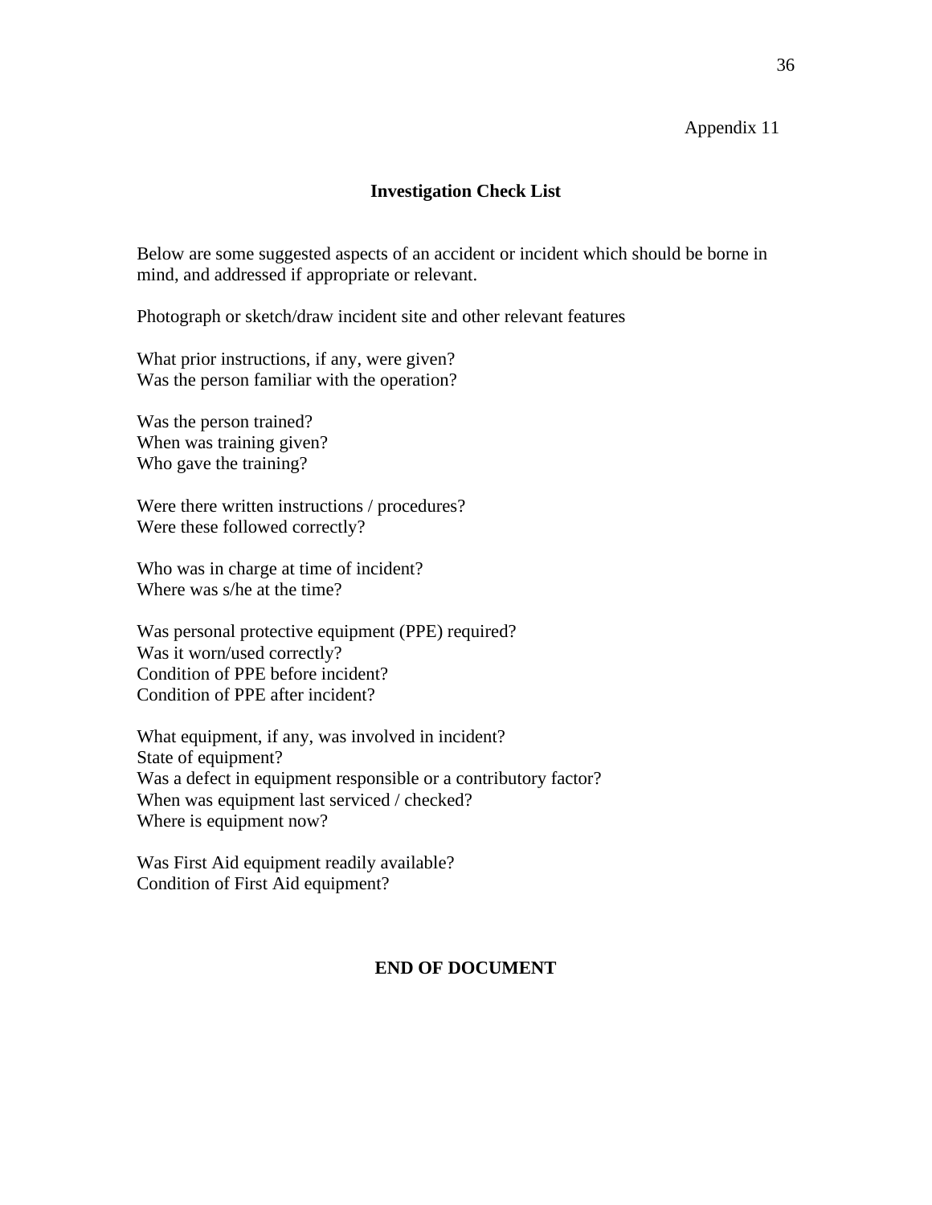Appendix 11

## Investigation Check List

Below are some suggested aspects of an accident or incident which should be borne in mind, and addressed if appropriate or relevant.

Photograph or sketch/draw incident site and other relevant features

What prior instructions, if any, were given?
Was the person familiar with the operation?

Was the person trained?
When was training given?
Who gave the training?

Were there written instructions / procedures?
Were these followed correctly?

Who was in charge at time of incident?
Where was s/he at the time?

Was personal protective equipment (PPE) required?
Was it worn/used correctly?
Condition of PPE before incident?
Condition of PPE after incident?

What equipment, if any, was involved in incident?
State of equipment?
Was a defect in equipment responsible or a contributory factor?
When was equipment last serviced / checked?
Where is equipment now?

Was First Aid equipment readily available?
Condition of First Aid equipment?

**END OF DOCUMENT**